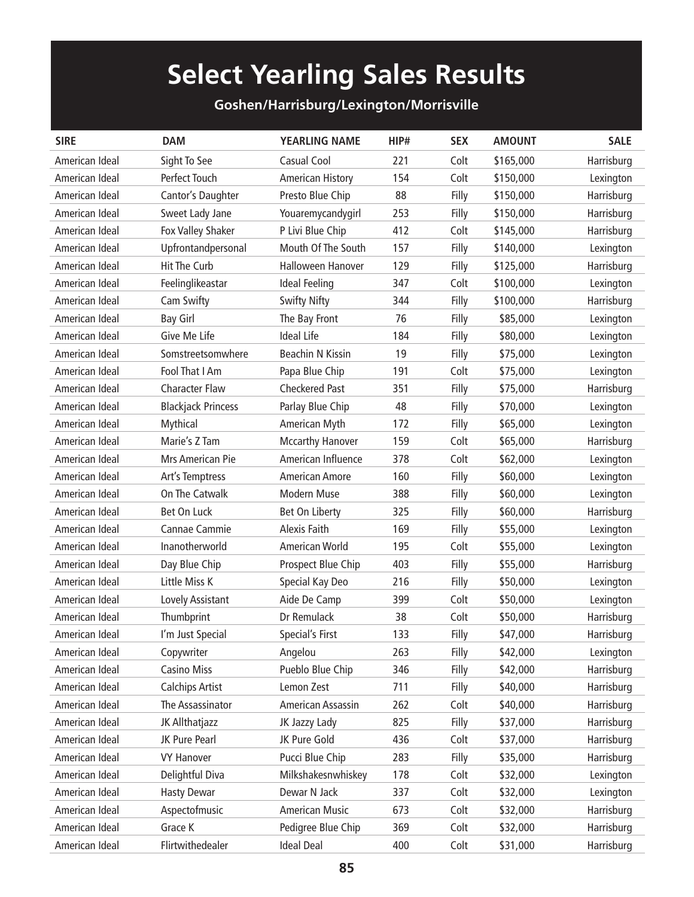# Select Yearling Sales Results

## Goshen/Harrisburg/Lexington/Morrisville

| SIRE | DAM | YEARLING NAME | HIP# | SEX | AMOUNT | SALE |
|---|---|---|---|---|---|---|
| American Ideal | Sight To See | Casual Cool | 221 | Colt | $165,000 | Harrisburg |
| American Ideal | Perfect Touch | American History | 154 | Colt | $150,000 | Lexington |
| American Ideal | Cantor's Daughter | Presto Blue Chip | 88 | Filly | $150,000 | Harrisburg |
| American Ideal | Sweet Lady Jane | Youaremycandygirl | 253 | Filly | $150,000 | Harrisburg |
| American Ideal | Fox Valley Shaker | P Livi Blue Chip | 412 | Colt | $145,000 | Harrisburg |
| American Ideal | Upfrontandpersonal | Mouth Of The South | 157 | Filly | $140,000 | Lexington |
| American Ideal | Hit The Curb | Halloween Hanover | 129 | Filly | $125,000 | Harrisburg |
| American Ideal | Feelinglikeastar | Ideal Feeling | 347 | Colt | $100,000 | Lexington |
| American Ideal | Cam Swifty | Swifty Nifty | 344 | Filly | $100,000 | Harrisburg |
| American Ideal | Bay Girl | The Bay Front | 76 | Filly | $85,000 | Lexington |
| American Ideal | Give Me Life | Ideal Life | 184 | Filly | $80,000 | Lexington |
| American Ideal | Somstreetsomwhere | Beachin N Kissin | 19 | Filly | $75,000 | Lexington |
| American Ideal | Fool That I Am | Papa Blue Chip | 191 | Colt | $75,000 | Lexington |
| American Ideal | Character Flaw | Checkered Past | 351 | Filly | $75,000 | Harrisburg |
| American Ideal | Blackjack Princess | Parlay Blue Chip | 48 | Filly | $70,000 | Lexington |
| American Ideal | Mythical | American Myth | 172 | Filly | $65,000 | Lexington |
| American Ideal | Marie's Z Tam | Mccarthy Hanover | 159 | Colt | $65,000 | Harrisburg |
| American Ideal | Mrs American Pie | American Influence | 378 | Colt | $62,000 | Lexington |
| American Ideal | Art's Temptress | American Amore | 160 | Filly | $60,000 | Lexington |
| American Ideal | On The Catwalk | Modern Muse | 388 | Filly | $60,000 | Lexington |
| American Ideal | Bet On Luck | Bet On Liberty | 325 | Filly | $60,000 | Harrisburg |
| American Ideal | Cannae Cammie | Alexis Faith | 169 | Filly | $55,000 | Lexington |
| American Ideal | Inanotherworld | American World | 195 | Colt | $55,000 | Lexington |
| American Ideal | Day Blue Chip | Prospect Blue Chip | 403 | Filly | $55,000 | Harrisburg |
| American Ideal | Little Miss K | Special Kay Deo | 216 | Filly | $50,000 | Lexington |
| American Ideal | Lovely Assistant | Aide De Camp | 399 | Colt | $50,000 | Lexington |
| American Ideal | Thumbprint | Dr Remulack | 38 | Colt | $50,000 | Harrisburg |
| American Ideal | I'm Just Special | Special's First | 133 | Filly | $47,000 | Harrisburg |
| American Ideal | Copywriter | Angelou | 263 | Filly | $42,000 | Lexington |
| American Ideal | Casino Miss | Pueblo Blue Chip | 346 | Filly | $42,000 | Harrisburg |
| American Ideal | Calchips Artist | Lemon Zest | 711 | Filly | $40,000 | Harrisburg |
| American Ideal | The Assassinator | American Assassin | 262 | Colt | $40,000 | Harrisburg |
| American Ideal | JK Allthatjazz | JK Jazzy Lady | 825 | Filly | $37,000 | Harrisburg |
| American Ideal | JK Pure Pearl | JK Pure Gold | 436 | Colt | $37,000 | Harrisburg |
| American Ideal | VY Hanover | Pucci Blue Chip | 283 | Filly | $35,000 | Harrisburg |
| American Ideal | Delightful Diva | Milkshakesnwhiskey | 178 | Colt | $32,000 | Lexington |
| American Ideal | Hasty Dewar | Dewar N Jack | 337 | Colt | $32,000 | Lexington |
| American Ideal | Aspectofmusic | American Music | 673 | Colt | $32,000 | Harrisburg |
| American Ideal | Grace K | Pedigree Blue Chip | 369 | Colt | $32,000 | Harrisburg |
| American Ideal | Flirtwithedealer | Ideal Deal | 400 | Colt | $31,000 | Harrisburg |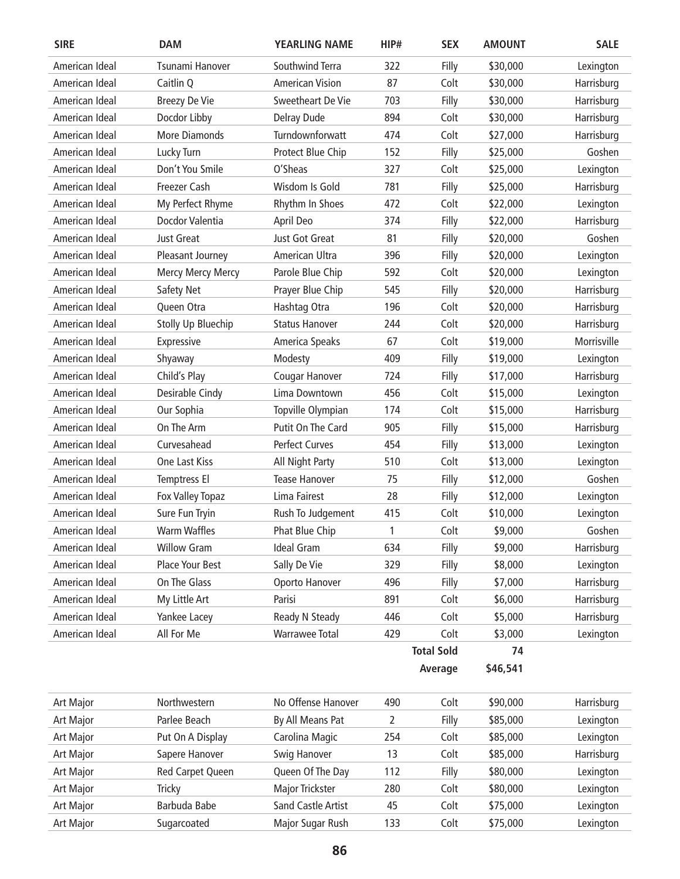| SIRE | DAM | YEARLING NAME | HIP# | SEX | AMOUNT | SALE |
|---|---|---|---|---|---|---|
| American Ideal | Tsunami Hanover | Southwind Terra | 322 | Filly | $30,000 | Lexington |
| American Ideal | Caitlin Q | American Vision | 87 | Colt | $30,000 | Harrisburg |
| American Ideal | Breezy De Vie | Sweetheart De Vie | 703 | Filly | $30,000 | Harrisburg |
| American Ideal | Docdor Libby | Delray Dude | 894 | Colt | $30,000 | Harrisburg |
| American Ideal | More Diamonds | Turndownforwatt | 474 | Colt | $27,000 | Harrisburg |
| American Ideal | Lucky Turn | Protect Blue Chip | 152 | Filly | $25,000 | Goshen |
| American Ideal | Don't You Smile | O'Sheas | 327 | Colt | $25,000 | Lexington |
| American Ideal | Freezer Cash | Wisdom Is Gold | 781 | Filly | $25,000 | Harrisburg |
| American Ideal | My Perfect Rhyme | Rhythm In Shoes | 472 | Colt | $22,000 | Lexington |
| American Ideal | Docdor Valentia | April Deo | 374 | Filly | $22,000 | Harrisburg |
| American Ideal | Just Great | Just Got Great | 81 | Filly | $20,000 | Goshen |
| American Ideal | Pleasant Journey | American Ultra | 396 | Filly | $20,000 | Lexington |
| American Ideal | Mercy Mercy Mercy | Parole Blue Chip | 592 | Colt | $20,000 | Lexington |
| American Ideal | Safety Net | Prayer Blue Chip | 545 | Filly | $20,000 | Harrisburg |
| American Ideal | Queen Otra | Hashtag Otra | 196 | Colt | $20,000 | Harrisburg |
| American Ideal | Stolly Up Bluechip | Status Hanover | 244 | Colt | $20,000 | Harrisburg |
| American Ideal | Expressive | America Speaks | 67 | Colt | $19,000 | Morrisville |
| American Ideal | Shyaway | Modesty | 409 | Filly | $19,000 | Lexington |
| American Ideal | Child's Play | Cougar Hanover | 724 | Filly | $17,000 | Harrisburg |
| American Ideal | Desirable Cindy | Lima Downtown | 456 | Colt | $15,000 | Lexington |
| American Ideal | Our Sophia | Topville Olympian | 174 | Colt | $15,000 | Harrisburg |
| American Ideal | On The Arm | Putit On The Card | 905 | Filly | $15,000 | Harrisburg |
| American Ideal | Curvesahead | Perfect Curves | 454 | Filly | $13,000 | Lexington |
| American Ideal | One Last Kiss | All Night Party | 510 | Colt | $13,000 | Lexington |
| American Ideal | Temptress El | Tease Hanover | 75 | Filly | $12,000 | Goshen |
| American Ideal | Fox Valley Topaz | Lima Fairest | 28 | Filly | $12,000 | Lexington |
| American Ideal | Sure Fun Tryin | Rush To Judgement | 415 | Colt | $10,000 | Lexington |
| American Ideal | Warm Waffles | Phat Blue Chip | 1 | Colt | $9,000 | Goshen |
| American Ideal | Willow Gram | Ideal Gram | 634 | Filly | $9,000 | Harrisburg |
| American Ideal | Place Your Best | Sally De Vie | 329 | Filly | $8,000 | Lexington |
| American Ideal | On The Glass | Oporto Hanover | 496 | Filly | $7,000 | Harrisburg |
| American Ideal | My Little Art | Parisi | 891 | Colt | $6,000 | Harrisburg |
| American Ideal | Yankee Lacey | Ready N Steady | 446 | Colt | $5,000 | Harrisburg |
| American Ideal | All For Me | Warrawee Total | 429 | Colt | $3,000 | Lexington |
| | | | | **Total Sold** | **74** | |
| | | | | **Average** | **$46,541** | |

| SIRE | DAM | YEARLING NAME | HIP# | SEX | AMOUNT | SALE |
|---|---|---|---|---|---|---|
| Art Major | Northwestern | No Offense Hanover | 490 | Colt | $90,000 | Harrisburg |
| Art Major | Parlee Beach | By All Means Pat | 2 | Filly | $85,000 | Lexington |
| Art Major | Put On A Display | Carolina Magic | 254 | Colt | $85,000 | Lexington |
| Art Major | Sapere Hanover | Swig Hanover | 13 | Colt | $85,000 | Harrisburg |
| Art Major | Red Carpet Queen | Queen Of The Day | 112 | Filly | $80,000 | Lexington |
| Art Major | Tricky | Major Trickster | 280 | Colt | $80,000 | Lexington |
| Art Major | Barbuda Babe | Sand Castle Artist | 45 | Colt | $75,000 | Lexington |
| Art Major | Sugarcoated | Major Sugar Rush | 133 | Colt | $75,000 | Lexington |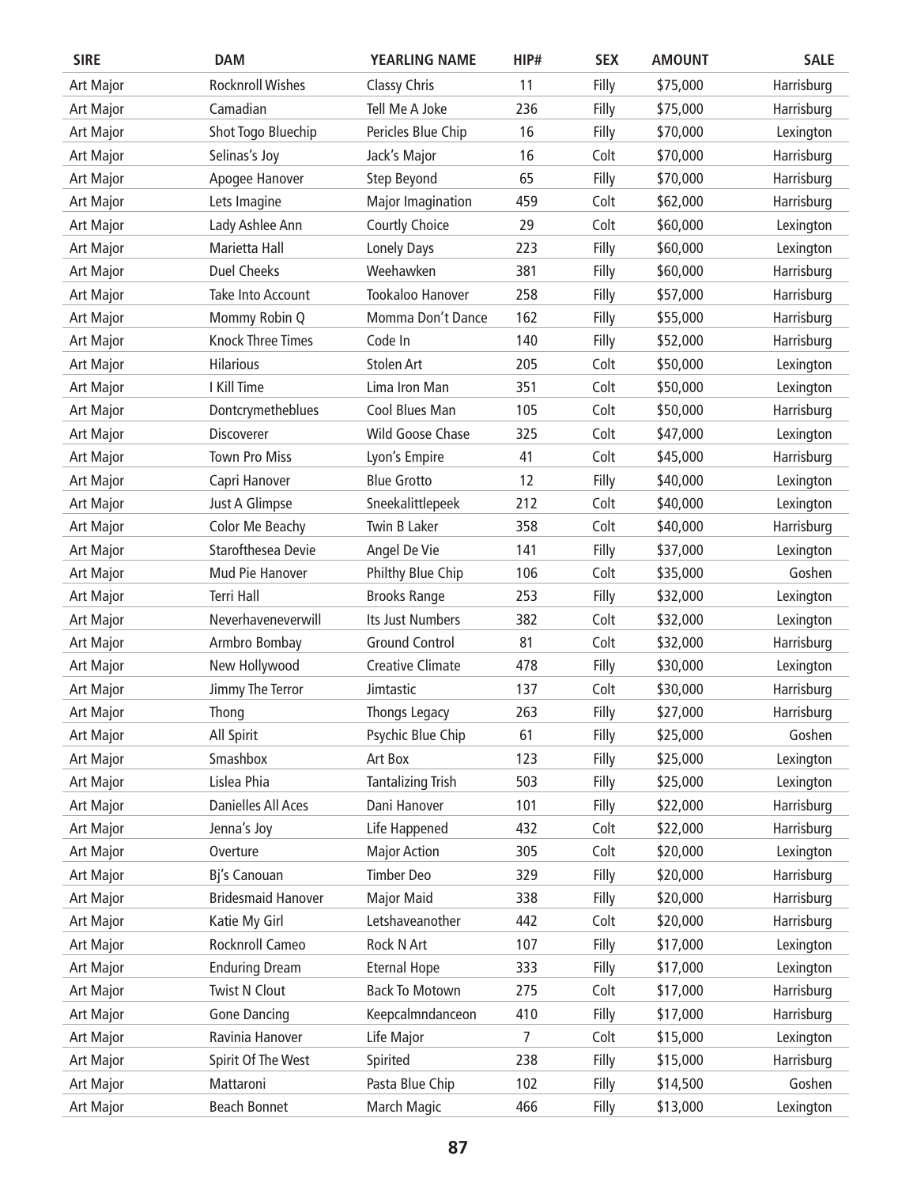| SIRE | DAM | YEARLING NAME | HIP# | SEX | AMOUNT | SALE |
|---|---|---|---|---|---|---|
| Art Major | Rocknroll Wishes | Classy Chris | 11 | Filly | $75,000 | Harrisburg |
| Art Major | Camadian | Tell Me A Joke | 236 | Filly | $75,000 | Harrisburg |
| Art Major | Shot Togo Bluechip | Pericles Blue Chip | 16 | Filly | $70,000 | Lexington |
| Art Major | Selinas's Joy | Jack's Major | 16 | Colt | $70,000 | Harrisburg |
| Art Major | Apogee Hanover | Step Beyond | 65 | Filly | $70,000 | Harrisburg |
| Art Major | Lets Imagine | Major Imagination | 459 | Colt | $62,000 | Harrisburg |
| Art Major | Lady Ashlee Ann | Courtly Choice | 29 | Colt | $60,000 | Lexington |
| Art Major | Marietta Hall | Lonely Days | 223 | Filly | $60,000 | Lexington |
| Art Major | Duel Cheeks | Weehawken | 381 | Filly | $60,000 | Harrisburg |
| Art Major | Take Into Account | Tookaloo Hanover | 258 | Filly | $57,000 | Harrisburg |
| Art Major | Mommy Robin Q | Momma Don't Dance | 162 | Filly | $55,000 | Harrisburg |
| Art Major | Knock Three Times | Code In | 140 | Filly | $52,000 | Harrisburg |
| Art Major | Hilarious | Stolen Art | 205 | Colt | $50,000 | Lexington |
| Art Major | I Kill Time | Lima Iron Man | 351 | Colt | $50,000 | Lexington |
| Art Major | Dontcrymetheblues | Cool Blues Man | 105 | Colt | $50,000 | Harrisburg |
| Art Major | Discoverer | Wild Goose Chase | 325 | Colt | $47,000 | Lexington |
| Art Major | Town Pro Miss | Lyon's Empire | 41 | Colt | $45,000 | Harrisburg |
| Art Major | Capri Hanover | Blue Grotto | 12 | Filly | $40,000 | Lexington |
| Art Major | Just A Glimpse | Sneekalittlepeek | 212 | Colt | $40,000 | Lexington |
| Art Major | Color Me Beachy | Twin B Laker | 358 | Colt | $40,000 | Harrisburg |
| Art Major | Starofthesea Devie | Angel De Vie | 141 | Filly | $37,000 | Lexington |
| Art Major | Mud Pie Hanover | Philthy Blue Chip | 106 | Colt | $35,000 | Goshen |
| Art Major | Terri Hall | Brooks Range | 253 | Filly | $32,000 | Lexington |
| Art Major | Neverhaveneverwill | Its Just Numbers | 382 | Colt | $32,000 | Lexington |
| Art Major | Armbro Bombay | Ground Control | 81 | Colt | $32,000 | Harrisburg |
| Art Major | New Hollywood | Creative Climate | 478 | Filly | $30,000 | Lexington |
| Art Major | Jimmy The Terror | Jimtastic | 137 | Colt | $30,000 | Harrisburg |
| Art Major | Thong | Thongs Legacy | 263 | Filly | $27,000 | Harrisburg |
| Art Major | All Spirit | Psychic Blue Chip | 61 | Filly | $25,000 | Goshen |
| Art Major | Smashbox | Art Box | 123 | Filly | $25,000 | Lexington |
| Art Major | Lislea Phia | Tantalizing Trish | 503 | Filly | $25,000 | Lexington |
| Art Major | Danielles All Aces | Dani Hanover | 101 | Filly | $22,000 | Harrisburg |
| Art Major | Jenna's Joy | Life Happened | 432 | Colt | $22,000 | Harrisburg |
| Art Major | Overture | Major Action | 305 | Colt | $20,000 | Lexington |
| Art Major | Bj's Canouan | Timber Deo | 329 | Filly | $20,000 | Harrisburg |
| Art Major | Bridesmaid Hanover | Major Maid | 338 | Filly | $20,000 | Harrisburg |
| Art Major | Katie My Girl | Letshaveanother | 442 | Colt | $20,000 | Harrisburg |
| Art Major | Rocknroll Cameo | Rock N Art | 107 | Filly | $17,000 | Lexington |
| Art Major | Enduring Dream | Eternal Hope | 333 | Filly | $17,000 | Lexington |
| Art Major | Twist N Clout | Back To Motown | 275 | Colt | $17,000 | Harrisburg |
| Art Major | Gone Dancing | Keepcalmndanceon | 410 | Filly | $17,000 | Harrisburg |
| Art Major | Ravinia Hanover | Life Major | 7 | Colt | $15,000 | Lexington |
| Art Major | Spirit Of The West | Spirited | 238 | Filly | $15,000 | Harrisburg |
| Art Major | Mattaroni | Pasta Blue Chip | 102 | Filly | $14,500 | Goshen |
| Art Major | Beach Bonnet | March Magic | 466 | Filly | $13,000 | Lexington |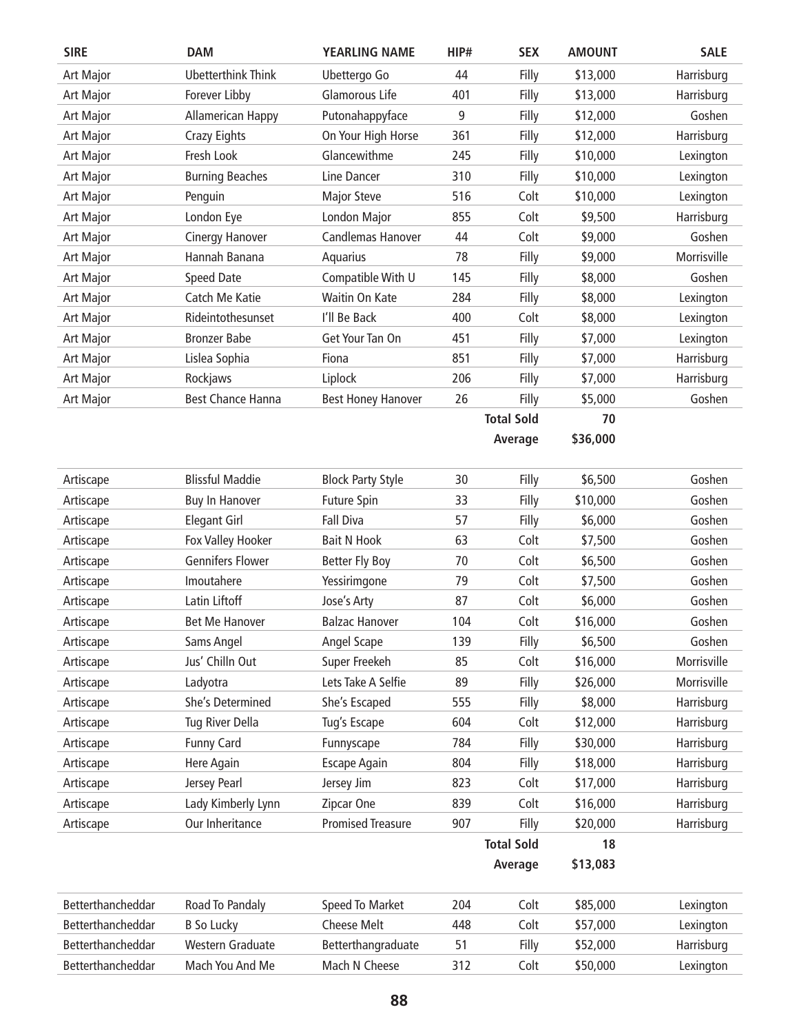| SIRE | DAM | YEARLING NAME | HIP# | SEX | AMOUNT | SALE |
|---|---|---|---|---|---|---|
| Art Major | Ubetterthink Think | Ubettergo Go | 44 | Filly | $13,000 | Harrisburg |
| Art Major | Forever Libby | Glamorous Life | 401 | Filly | $13,000 | Harrisburg |
| Art Major | Allamerican Happy | Putonahappyface | 9 | Filly | $12,000 | Goshen |
| Art Major | Crazy Eights | On Your High Horse | 361 | Filly | $12,000 | Harrisburg |
| Art Major | Fresh Look | Glancewithme | 245 | Filly | $10,000 | Lexington |
| Art Major | Burning Beaches | Line Dancer | 310 | Filly | $10,000 | Lexington |
| Art Major | Penguin | Major Steve | 516 | Colt | $10,000 | Lexington |
| Art Major | London Eye | London Major | 855 | Colt | $9,500 | Harrisburg |
| Art Major | Cinergy Hanover | Candlemas Hanover | 44 | Colt | $9,000 | Goshen |
| Art Major | Hannah Banana | Aquarius | 78 | Filly | $9,000 | Morrisville |
| Art Major | Speed Date | Compatible With U | 145 | Filly | $8,000 | Goshen |
| Art Major | Catch Me Katie | Waitin On Kate | 284 | Filly | $8,000 | Lexington |
| Art Major | Rideintothesunset | I'll Be Back | 400 | Colt | $8,000 | Lexington |
| Art Major | Bronzer Babe | Get Your Tan On | 451 | Filly | $7,000 | Lexington |
| Art Major | Lislea Sophia | Fiona | 851 | Filly | $7,000 | Harrisburg |
| Art Major | Rockjaws | Liplock | 206 | Filly | $7,000 | Harrisburg |
| Art Major | Best Chance Hanna | Best Honey Hanover | 26 | Filly | $5,000 | Goshen |
| | | | | **Total Sold** | **70** | |
| | | | | **Average** | **$36,000** | |

| SIRE | DAM | YEARLING NAME | HIP# | SEX | AMOUNT | SALE |
|---|---|---|---|---|---|---|
| Artiscape | Blissful Maddie | Block Party Style | 30 | Filly | $6,500 | Goshen |
| Artiscape | Buy In Hanover | Future Spin | 33 | Filly | $10,000 | Goshen |
| Artiscape | Elegant Girl | Fall Diva | 57 | Filly | $6,000 | Goshen |
| Artiscape | Fox Valley Hooker | Bait N Hook | 63 | Colt | $7,500 | Goshen |
| Artiscape | Gennifers Flower | Better Fly Boy | 70 | Colt | $6,500 | Goshen |
| Artiscape | Imoutahere | Yessirimgone | 79 | Colt | $7,500 | Goshen |
| Artiscape | Latin Liftoff | Jose's Arty | 87 | Colt | $6,000 | Goshen |
| Artiscape | Bet Me Hanover | Balzac Hanover | 104 | Colt | $16,000 | Goshen |
| Artiscape | Sams Angel | Angel Scape | 139 | Filly | $6,500 | Goshen |
| Artiscape | Jus' Chilln Out | Super Freekeh | 85 | Colt | $16,000 | Morrisville |
| Artiscape | Ladyotra | Lets Take A Selfie | 89 | Filly | $26,000 | Morrisville |
| Artiscape | She's Determined | She's Escaped | 555 | Filly | $8,000 | Harrisburg |
| Artiscape | Tug River Della | Tug's Escape | 604 | Colt | $12,000 | Harrisburg |
| Artiscape | Funny Card | Funnyscape | 784 | Filly | $30,000 | Harrisburg |
| Artiscape | Here Again | Escape Again | 804 | Filly | $18,000 | Harrisburg |
| Artiscape | Jersey Pearl | Jersey Jim | 823 | Colt | $17,000 | Harrisburg |
| Artiscape | Lady Kimberly Lynn | Zipcar One | 839 | Colt | $16,000 | Harrisburg |
| Artiscape | Our Inheritance | Promised Treasure | 907 | Filly | $20,000 | Harrisburg |
| | | | | **Total Sold** | **18** | |
| | | | | **Average** | **$13,083** | |

| SIRE | DAM | YEARLING NAME | HIP# | SEX | AMOUNT | SALE |
|---|---|---|---|---|---|---|
| Betterthancheddar | Road To Pandaly | Speed To Market | 204 | Colt | $85,000 | Lexington |
| Betterthancheddar | B So Lucky | Cheese Melt | 448 | Colt | $57,000 | Lexington |
| Betterthancheddar | Western Graduate | Betterthangraduate | 51 | Filly | $52,000 | Harrisburg |
| Betterthancheddar | Mach You And Me | Mach N Cheese | 312 | Colt | $50,000 | Lexington |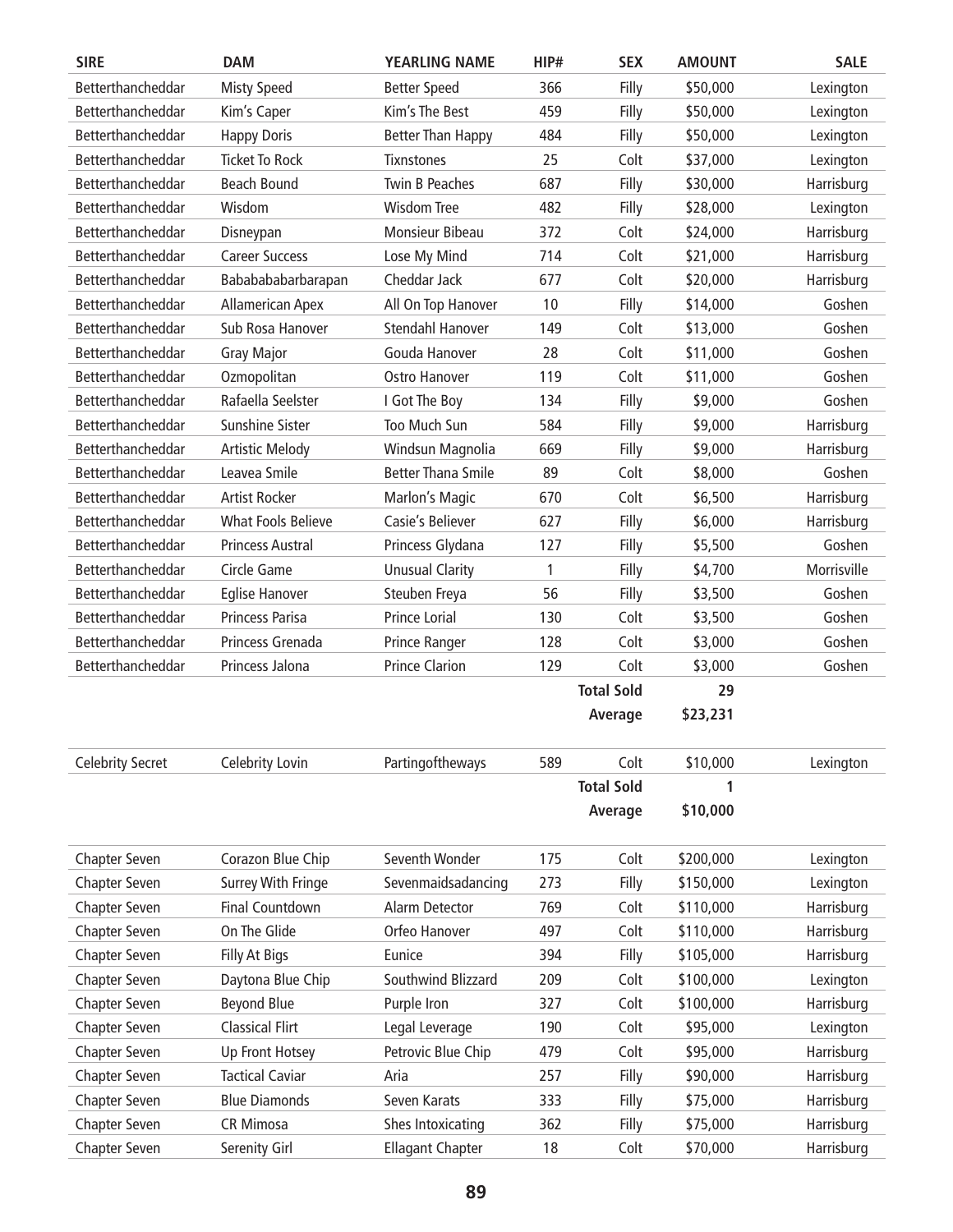| SIRE | DAM | YEARLING NAME | HIP# | SEX | AMOUNT | SALE |
|---|---|---|---|---|---|---|
| Betterthancheddar | Misty Speed | Better Speed | 366 | Filly | $50,000 | Lexington |
| Betterthancheddar | Kim's Caper | Kim's The Best | 459 | Filly | $50,000 | Lexington |
| Betterthancheddar | Happy Doris | Better Than Happy | 484 | Filly | $50,000 | Lexington |
| Betterthancheddar | Ticket To Rock | Tixnstones | 25 | Colt | $37,000 | Lexington |
| Betterthancheddar | Beach Bound | Twin B Peaches | 687 | Filly | $30,000 | Harrisburg |
| Betterthancheddar | Wisdom | Wisdom Tree | 482 | Filly | $28,000 | Lexington |
| Betterthancheddar | Disneypan | Monsieur Bibeau | 372 | Colt | $24,000 | Harrisburg |
| Betterthancheddar | Career Success | Lose My Mind | 714 | Colt | $21,000 | Harrisburg |
| Betterthancheddar | Babababarbarapan | Cheddar Jack | 677 | Colt | $20,000 | Harrisburg |
| Betterthancheddar | Allamerican Apex | All On Top Hanover | 10 | Filly | $14,000 | Goshen |
| Betterthancheddar | Sub Rosa Hanover | Stendahl Hanover | 149 | Colt | $13,000 | Goshen |
| Betterthancheddar | Gray Major | Gouda Hanover | 28 | Colt | $11,000 | Goshen |
| Betterthancheddar | Ozmopolitan | Ostro Hanover | 119 | Colt | $11,000 | Goshen |
| Betterthancheddar | Rafaella Seelster | I Got The Boy | 134 | Filly | $9,000 | Goshen |
| Betterthancheddar | Sunshine Sister | Too Much Sun | 584 | Filly | $9,000 | Harrisburg |
| Betterthancheddar | Artistic Melody | Windsun Magnolia | 669 | Filly | $9,000 | Harrisburg |
| Betterthancheddar | Leavea Smile | Better Thana Smile | 89 | Colt | $8,000 | Goshen |
| Betterthancheddar | Artist Rocker | Marlon's Magic | 670 | Colt | $6,500 | Harrisburg |
| Betterthancheddar | What Fools Believe | Casie's Believer | 627 | Filly | $6,000 | Harrisburg |
| Betterthancheddar | Princess Austral | Princess Glydana | 127 | Filly | $5,500 | Goshen |
| Betterthancheddar | Circle Game | Unusual Clarity | 1 | Filly | $4,700 | Morrisville |
| Betterthancheddar | Eglise Hanover | Steuben Freya | 56 | Filly | $3,500 | Goshen |
| Betterthancheddar | Princess Parisa | Prince Lorial | 130 | Colt | $3,500 | Goshen |
| Betterthancheddar | Princess Grenada | Prince Ranger | 128 | Colt | $3,000 | Goshen |
| Betterthancheddar | Princess Jalona | Prince Clarion | 129 | Colt | $3,000 | Goshen |
| | | | | **Total Sold** | **29** | |
| | | | | **Average** | **$23,231** | |
| Celebrity Secret | Celebrity Lovin | Partingoftheways | 589 | Colt | $10,000 | Lexington |
| | | | | **Total Sold** | **1** | |
| | | | | **Average** | **$10,000** | |
| Chapter Seven | Corazon Blue Chip | Seventh Wonder | 175 | Colt | $200,000 | Lexington |
| Chapter Seven | Surrey With Fringe | Sevenmaidsadancing | 273 | Filly | $150,000 | Lexington |
| Chapter Seven | Final Countdown | Alarm Detector | 769 | Colt | $110,000 | Harrisburg |
| Chapter Seven | On The Glide | Orfeo Hanover | 497 | Colt | $110,000 | Harrisburg |
| Chapter Seven | Filly At Bigs | Eunice | 394 | Filly | $105,000 | Harrisburg |
| Chapter Seven | Daytona Blue Chip | Southwind Blizzard | 209 | Colt | $100,000 | Lexington |
| Chapter Seven | Beyond Blue | Purple Iron | 327 | Colt | $100,000 | Harrisburg |
| Chapter Seven | Classical Flirt | Legal Leverage | 190 | Colt | $95,000 | Lexington |
| Chapter Seven | Up Front Hotsey | Petrovic Blue Chip | 479 | Colt | $95,000 | Harrisburg |
| Chapter Seven | Tactical Caviar | Aria | 257 | Filly | $90,000 | Harrisburg |
| Chapter Seven | Blue Diamonds | Seven Karats | 333 | Filly | $75,000 | Harrisburg |
| Chapter Seven | CR Mimosa | Shes Intoxicating | 362 | Filly | $75,000 | Harrisburg |
| Chapter Seven | Serenity Girl | Ellagant Chapter | 18 | Colt | $70,000 | Harrisburg |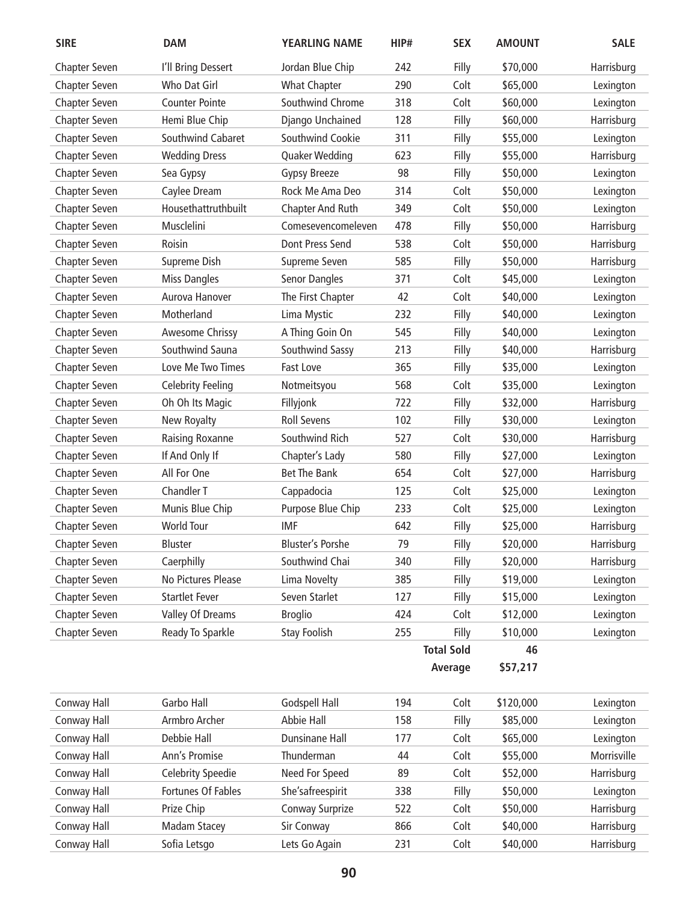| SIRE | DAM | YEARLING NAME | HIP# | SEX | AMOUNT | SALE |
|---|---|---|---|---|---|---|
| Chapter Seven | I'll Bring Dessert | Jordan Blue Chip | 242 | Filly | $70,000 | Harrisburg |
| Chapter Seven | Who Dat Girl | What Chapter | 290 | Colt | $65,000 | Lexington |
| Chapter Seven | Counter Pointe | Southwind Chrome | 318 | Colt | $60,000 | Lexington |
| Chapter Seven | Hemi Blue Chip | Django Unchained | 128 | Filly | $60,000 | Harrisburg |
| Chapter Seven | Southwind Cabaret | Southwind Cookie | 311 | Filly | $55,000 | Lexington |
| Chapter Seven | Wedding Dress | Quaker Wedding | 623 | Filly | $55,000 | Harrisburg |
| Chapter Seven | Sea Gypsy | Gypsy Breeze | 98 | Filly | $50,000 | Lexington |
| Chapter Seven | Caylee Dream | Rock Me Ama Deo | 314 | Colt | $50,000 | Lexington |
| Chapter Seven | Housethattruthbuilt | Chapter And Ruth | 349 | Colt | $50,000 | Lexington |
| Chapter Seven | Musclelini | Comesevencomeleven | 478 | Filly | $50,000 | Harrisburg |
| Chapter Seven | Roisin | Dont Press Send | 538 | Colt | $50,000 | Harrisburg |
| Chapter Seven | Supreme Dish | Supreme Seven | 585 | Filly | $50,000 | Harrisburg |
| Chapter Seven | Miss Dangles | Senor Dangles | 371 | Colt | $45,000 | Lexington |
| Chapter Seven | Aurova Hanover | The First Chapter | 42 | Colt | $40,000 | Lexington |
| Chapter Seven | Motherland | Lima Mystic | 232 | Filly | $40,000 | Lexington |
| Chapter Seven | Awesome Chrissy | A Thing Goin On | 545 | Filly | $40,000 | Lexington |
| Chapter Seven | Southwind Sauna | Southwind Sassy | 213 | Filly | $40,000 | Harrisburg |
| Chapter Seven | Love Me Two Times | Fast Love | 365 | Filly | $35,000 | Lexington |
| Chapter Seven | Celebrity Feeling | Notmeitsyou | 568 | Colt | $35,000 | Lexington |
| Chapter Seven | Oh Oh Its Magic | Fillyjonk | 722 | Filly | $32,000 | Harrisburg |
| Chapter Seven | New Royalty | Roll Sevens | 102 | Filly | $30,000 | Lexington |
| Chapter Seven | Raising Roxanne | Southwind Rich | 527 | Colt | $30,000 | Harrisburg |
| Chapter Seven | If And Only If | Chapter's Lady | 580 | Filly | $27,000 | Lexington |
| Chapter Seven | All For One | Bet The Bank | 654 | Colt | $27,000 | Harrisburg |
| Chapter Seven | Chandler T | Cappadocia | 125 | Colt | $25,000 | Lexington |
| Chapter Seven | Munis Blue Chip | Purpose Blue Chip | 233 | Colt | $25,000 | Lexington |
| Chapter Seven | World Tour | IMF | 642 | Filly | $25,000 | Harrisburg |
| Chapter Seven | Bluster | Bluster's Porshe | 79 | Filly | $20,000 | Harrisburg |
| Chapter Seven | Caerphilly | Southwind Chai | 340 | Filly | $20,000 | Harrisburg |
| Chapter Seven | No Pictures Please | Lima Novelty | 385 | Filly | $19,000 | Lexington |
| Chapter Seven | Startlet Fever | Seven Starlet | 127 | Filly | $15,000 | Lexington |
| Chapter Seven | Valley Of Dreams | Broglio | 424 | Colt | $12,000 | Lexington |
| Chapter Seven | Ready To Sparkle | Stay Foolish | 255 | Filly | $10,000 | Lexington |
| | | | | **Total Sold** | **46** | |
| | | | | **Average** | **$57,217** | |

| SIRE | DAM | YEARLING NAME | HIP# | SEX | AMOUNT | SALE |
|---|---|---|---|---|---|---|
| Conway Hall | Garbo Hall | Godspell Hall | 194 | Colt | $120,000 | Lexington |
| Conway Hall | Armbro Archer | Abbie Hall | 158 | Filly | $85,000 | Lexington |
| Conway Hall | Debbie Hall | Dunsinane Hall | 177 | Colt | $65,000 | Lexington |
| Conway Hall | Ann's Promise | Thunderman | 44 | Colt | $55,000 | Morrisville |
| Conway Hall | Celebrity Speedie | Need For Speed | 89 | Colt | $52,000 | Harrisburg |
| Conway Hall | Fortunes Of Fables | She'safreespirit | 338 | Filly | $50,000 | Lexington |
| Conway Hall | Prize Chip | Conway Surprize | 522 | Colt | $50,000 | Harrisburg |
| Conway Hall | Madam Stacey | Sir Conway | 866 | Colt | $40,000 | Harrisburg |
| Conway Hall | Sofia Letsgo | Lets Go Again | 231 | Colt | $40,000 | Harrisburg |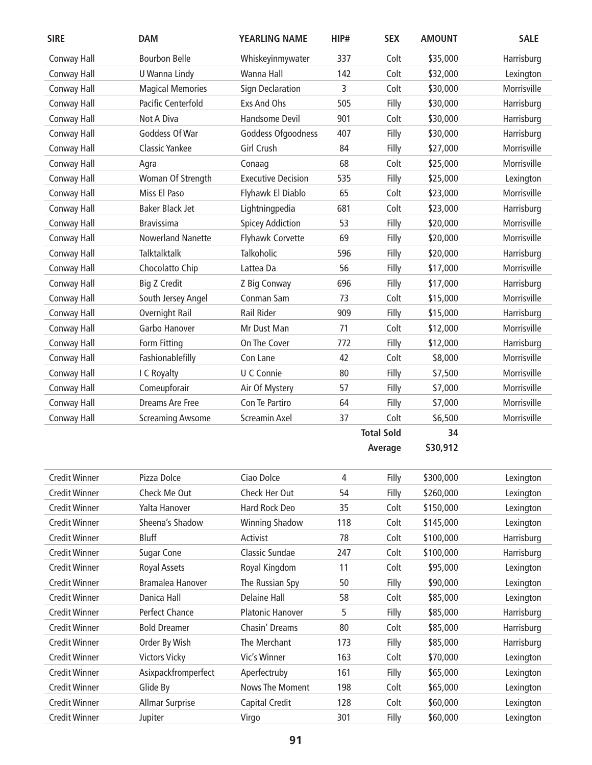| SIRE | DAM | YEARLING NAME | HIP# | SEX | AMOUNT | SALE |
|---|---|---|---|---|---|---|
| Conway Hall | Bourbon Belle | Whiskeyinmywater | 337 | Colt | $35,000 | Harrisburg |
| Conway Hall | U Wanna Lindy | Wanna Hall | 142 | Colt | $32,000 | Lexington |
| Conway Hall | Magical Memories | Sign Declaration | 3 | Colt | $30,000 | Morrisville |
| Conway Hall | Pacific Centerfold | Exs And Ohs | 505 | Filly | $30,000 | Harrisburg |
| Conway Hall | Not A Diva | Handsome Devil | 901 | Colt | $30,000 | Harrisburg |
| Conway Hall | Goddess Of War | Goddess Ofgoodness | 407 | Filly | $30,000 | Harrisburg |
| Conway Hall | Classic Yankee | Girl Crush | 84 | Filly | $27,000 | Morrisville |
| Conway Hall | Agra | Conaag | 68 | Colt | $25,000 | Morrisville |
| Conway Hall | Woman Of Strength | Executive Decision | 535 | Filly | $25,000 | Lexington |
| Conway Hall | Miss El Paso | Flyhawk El Diablo | 65 | Colt | $23,000 | Morrisville |
| Conway Hall | Baker Black Jet | Lightningpedia | 681 | Colt | $23,000 | Harrisburg |
| Conway Hall | Bravissima | Spicey Addiction | 53 | Filly | $20,000 | Morrisville |
| Conway Hall | Nowerland Nanette | Flyhawk Corvette | 69 | Filly | $20,000 | Morrisville |
| Conway Hall | Talktalktalk | Talkoholic | 596 | Filly | $20,000 | Harrisburg |
| Conway Hall | Chocolatto Chip | Lattea Da | 56 | Filly | $17,000 | Morrisville |
| Conway Hall | Big Z Credit | Z Big Conway | 696 | Filly | $17,000 | Harrisburg |
| Conway Hall | South Jersey Angel | Conman Sam | 73 | Colt | $15,000 | Morrisville |
| Conway Hall | Overnight Rail | Rail Rider | 909 | Filly | $15,000 | Harrisburg |
| Conway Hall | Garbo Hanover | Mr Dust Man | 71 | Colt | $12,000 | Morrisville |
| Conway Hall | Form Fitting | On The Cover | 772 | Filly | $12,000 | Harrisburg |
| Conway Hall | Fashionablefilly | Con Lane | 42 | Colt | $8,000 | Morrisville |
| Conway Hall | I C Royalty | U C Connie | 80 | Filly | $7,500 | Morrisville |
| Conway Hall | Comeupforair | Air Of Mystery | 57 | Filly | $7,000 | Morrisville |
| Conway Hall | Dreams Are Free | Con Te Partiro | 64 | Filly | $7,000 | Morrisville |
| Conway Hall | Screaming Awsome | Screamin Axel | 37 | Colt | $6,500 | Morrisville |
| | | | | **Total Sold** | **34** | |
| | | | | **Average** | **$30,912** | |

| SIRE | DAM | YEARLING NAME | HIP# | SEX | AMOUNT | SALE |
|---|---|---|---|---|---|---|
| Credit Winner | Pizza Dolce | Ciao Dolce | 4 | Filly | $300,000 | Lexington |
| Credit Winner | Check Me Out | Check Her Out | 54 | Filly | $260,000 | Lexington |
| Credit Winner | Yalta Hanover | Hard Rock Deo | 35 | Colt | $150,000 | Lexington |
| Credit Winner | Sheena's Shadow | Winning Shadow | 118 | Colt | $145,000 | Lexington |
| Credit Winner | Bluff | Activist | 78 | Colt | $100,000 | Harrisburg |
| Credit Winner | Sugar Cone | Classic Sundae | 247 | Colt | $100,000 | Harrisburg |
| Credit Winner | Royal Assets | Royal Kingdom | 11 | Colt | $95,000 | Lexington |
| Credit Winner | Bramalea Hanover | The Russian Spy | 50 | Filly | $90,000 | Lexington |
| Credit Winner | Danica Hall | Delaine Hall | 58 | Colt | $85,000 | Lexington |
| Credit Winner | Perfect Chance | Platonic Hanover | 5 | Filly | $85,000 | Harrisburg |
| Credit Winner | Bold Dreamer | Chasin' Dreams | 80 | Colt | $85,000 | Harrisburg |
| Credit Winner | Order By Wish | The Merchant | 173 | Filly | $85,000 | Harrisburg |
| Credit Winner | Victors Vicky | Vic's Winner | 163 | Colt | $70,000 | Lexington |
| Credit Winner | Asixpackfromperfect | Aperfectruby | 161 | Filly | $65,000 | Lexington |
| Credit Winner | Glide By | Nows The Moment | 198 | Colt | $65,000 | Lexington |
| Credit Winner | Allmar Surprise | Capital Credit | 128 | Colt | $60,000 | Lexington |
| Credit Winner | Jupiter | Virgo | 301 | Filly | $60,000 | Lexington |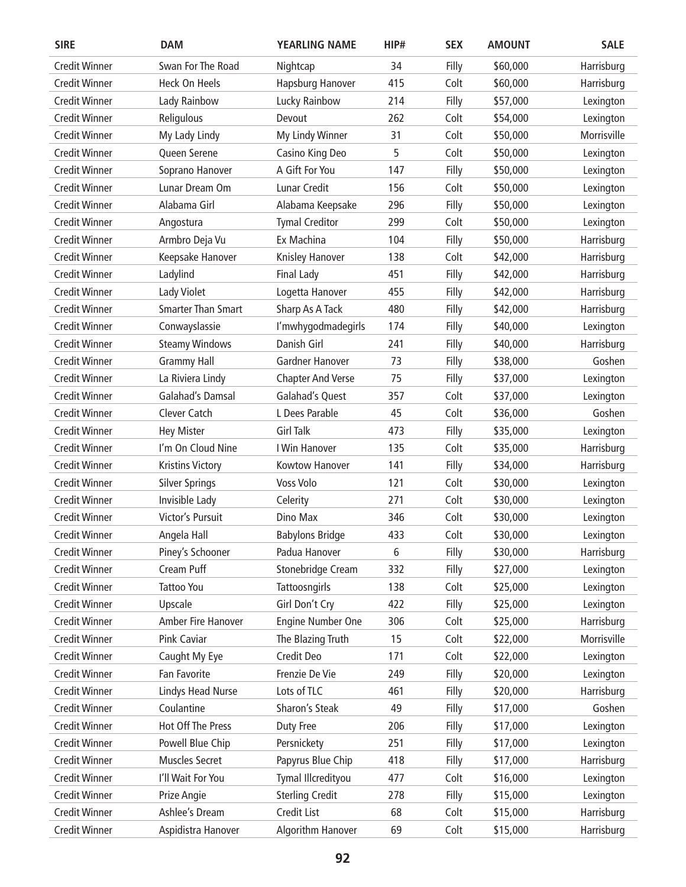| SIRE | DAM | YEARLING NAME | HIP# | SEX | AMOUNT | SALE |
|---|---|---|---|---|---|---|
| Credit Winner | Swan For The Road | Nightcap | 34 | Filly | $60,000 | Harrisburg |
| Credit Winner | Heck On Heels | Hapsburg Hanover | 415 | Colt | $60,000 | Harrisburg |
| Credit Winner | Lady Rainbow | Lucky Rainbow | 214 | Filly | $57,000 | Lexington |
| Credit Winner | Religulous | Devout | 262 | Colt | $54,000 | Lexington |
| Credit Winner | My Lady Lindy | My Lindy Winner | 31 | Colt | $50,000 | Morrisville |
| Credit Winner | Queen Serene | Casino King Deo | 5 | Colt | $50,000 | Lexington |
| Credit Winner | Soprano Hanover | A Gift For You | 147 | Filly | $50,000 | Lexington |
| Credit Winner | Lunar Dream Om | Lunar Credit | 156 | Colt | $50,000 | Lexington |
| Credit Winner | Alabama Girl | Alabama Keepsake | 296 | Filly | $50,000 | Lexington |
| Credit Winner | Angostura | Tymal Creditor | 299 | Colt | $50,000 | Lexington |
| Credit Winner | Armbro Deja Vu | Ex Machina | 104 | Filly | $50,000 | Harrisburg |
| Credit Winner | Keepsake Hanover | Knisley Hanover | 138 | Colt | $42,000 | Harrisburg |
| Credit Winner | Ladylind | Final Lady | 451 | Filly | $42,000 | Harrisburg |
| Credit Winner | Lady Violet | Logetta Hanover | 455 | Filly | $42,000 | Harrisburg |
| Credit Winner | Smarter Than Smart | Sharp As A Tack | 480 | Filly | $42,000 | Harrisburg |
| Credit Winner | Conwayslassie | I'mwhygodmadegirls | 174 | Filly | $40,000 | Lexington |
| Credit Winner | Steamy Windows | Danish Girl | 241 | Filly | $40,000 | Harrisburg |
| Credit Winner | Grammy Hall | Gardner Hanover | 73 | Filly | $38,000 | Goshen |
| Credit Winner | La Riviera Lindy | Chapter And Verse | 75 | Filly | $37,000 | Lexington |
| Credit Winner | Galahad's Damsal | Galahad's Quest | 357 | Colt | $37,000 | Lexington |
| Credit Winner | Clever Catch | L Dees Parable | 45 | Colt | $36,000 | Goshen |
| Credit Winner | Hey Mister | Girl Talk | 473 | Filly | $35,000 | Lexington |
| Credit Winner | I'm On Cloud Nine | I Win Hanover | 135 | Colt | $35,000 | Harrisburg |
| Credit Winner | Kristins Victory | Kowtow Hanover | 141 | Filly | $34,000 | Harrisburg |
| Credit Winner | Silver Springs | Voss Volo | 121 | Colt | $30,000 | Lexington |
| Credit Winner | Invisible Lady | Celerity | 271 | Colt | $30,000 | Lexington |
| Credit Winner | Victor's Pursuit | Dino Max | 346 | Colt | $30,000 | Lexington |
| Credit Winner | Angela Hall | Babylons Bridge | 433 | Colt | $30,000 | Lexington |
| Credit Winner | Piney's Schooner | Padua Hanover | 6 | Filly | $30,000 | Harrisburg |
| Credit Winner | Cream Puff | Stonebridge Cream | 332 | Filly | $27,000 | Lexington |
| Credit Winner | Tattoo You | Tattoosngirls | 138 | Colt | $25,000 | Lexington |
| Credit Winner | Upscale | Girl Don't Cry | 422 | Filly | $25,000 | Lexington |
| Credit Winner | Amber Fire Hanover | Engine Number One | 306 | Colt | $25,000 | Harrisburg |
| Credit Winner | Pink Caviar | The Blazing Truth | 15 | Colt | $22,000 | Morrisville |
| Credit Winner | Caught My Eye | Credit Deo | 171 | Colt | $22,000 | Lexington |
| Credit Winner | Fan Favorite | Frenzie De Vie | 249 | Filly | $20,000 | Lexington |
| Credit Winner | Lindys Head Nurse | Lots of TLC | 461 | Filly | $20,000 | Harrisburg |
| Credit Winner | Coulantine | Sharon's Steak | 49 | Filly | $17,000 | Goshen |
| Credit Winner | Hot Off The Press | Duty Free | 206 | Filly | $17,000 | Lexington |
| Credit Winner | Powell Blue Chip | Persnickety | 251 | Filly | $17,000 | Lexington |
| Credit Winner | Muscles Secret | Papyrus Blue Chip | 418 | Filly | $17,000 | Harrisburg |
| Credit Winner | I'll Wait For You | Tymal Illcredityou | 477 | Colt | $16,000 | Lexington |
| Credit Winner | Prize Angie | Sterling Credit | 278 | Filly | $15,000 | Lexington |
| Credit Winner | Ashlee's Dream | Credit List | 68 | Colt | $15,000 | Harrisburg |
| Credit Winner | Aspidistra Hanover | Algorithm Hanover | 69 | Colt | $15,000 | Harrisburg |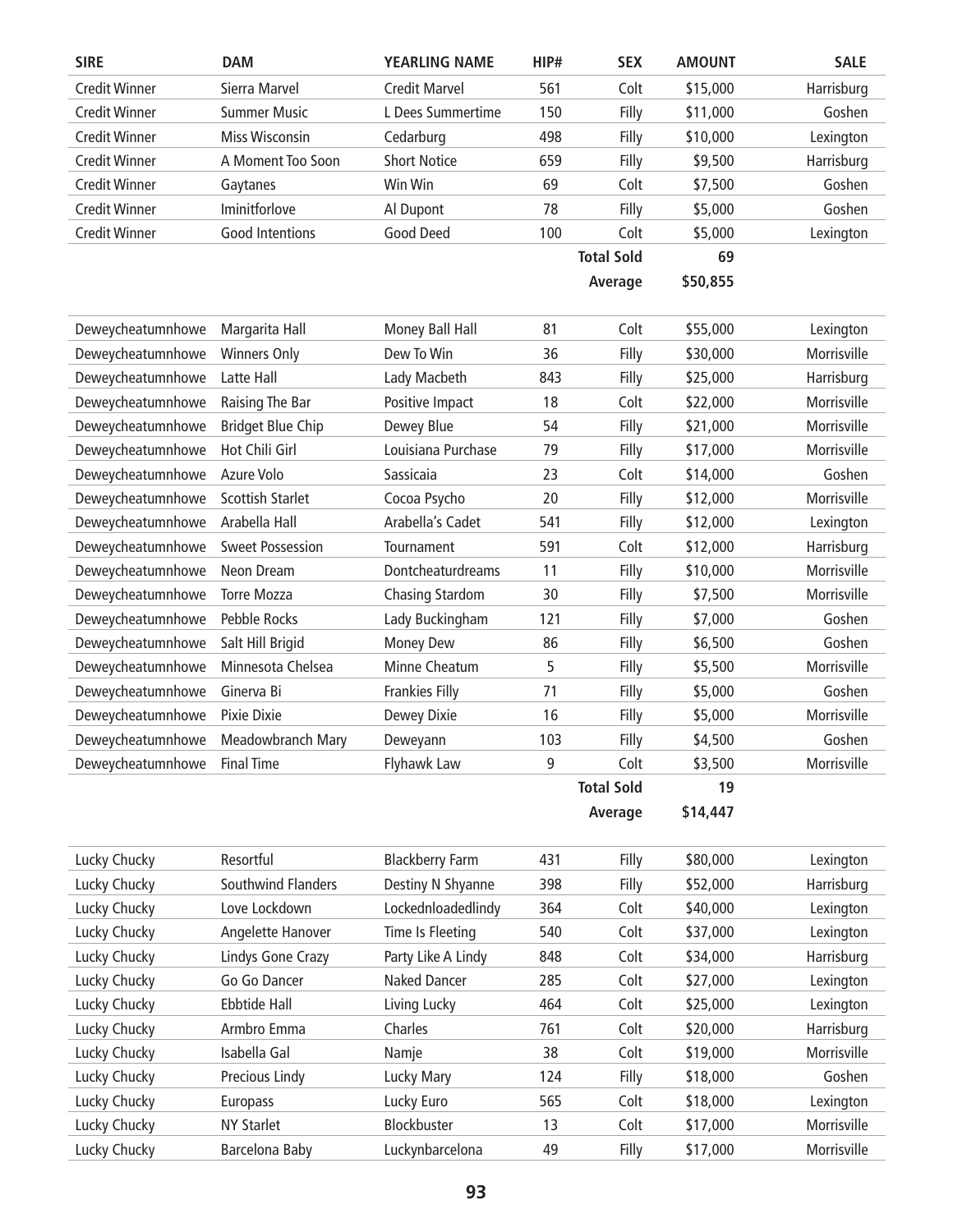| SIRE | DAM | YEARLING NAME | HIP# | SEX | AMOUNT | SALE |
|---|---|---|---|---|---|---|
| Credit Winner | Sierra Marvel | Credit Marvel | 561 | Colt | $15,000 | Harrisburg |
| Credit Winner | Summer Music | L Dees Summertime | 150 | Filly | $11,000 | Goshen |
| Credit Winner | Miss Wisconsin | Cedarburg | 498 | Filly | $10,000 | Lexington |
| Credit Winner | A Moment Too Soon | Short Notice | 659 | Filly | $9,500 | Harrisburg |
| Credit Winner | Gaytanes | Win Win | 69 | Colt | $7,500 | Goshen |
| Credit Winner | Iminitforlove | Al Dupont | 78 | Filly | $5,000 | Goshen |
| Credit Winner | Good Intentions | Good Deed | 100 | Colt | $5,000 | Lexington |
| | | | | **Total Sold** | **69** | |
| | | | | **Average** | **$50,855** | |

| SIRE | DAM | YEARLING NAME | HIP# | SEX | AMOUNT | SALE |
|---|---|---|---|---|---|---|
| Deweycheatumnhowe | Margarita Hall | Money Ball Hall | 81 | Colt | $55,000 | Lexington |
| Deweycheatumnhowe | Winners Only | Dew To Win | 36 | Filly | $30,000 | Morrisville |
| Deweycheatumnhowe | Latte Hall | Lady Macbeth | 843 | Filly | $25,000 | Harrisburg |
| Deweycheatumnhowe | Raising The Bar | Positive Impact | 18 | Colt | $22,000 | Morrisville |
| Deweycheatumnhowe | Bridget Blue Chip | Dewey Blue | 54 | Filly | $21,000 | Morrisville |
| Deweycheatumnhowe | Hot Chili Girl | Louisiana Purchase | 79 | Filly | $17,000 | Morrisville |
| Deweycheatumnhowe | Azure Volo | Sassicaia | 23 | Colt | $14,000 | Goshen |
| Deweycheatumnhowe | Scottish Starlet | Cocoa Psycho | 20 | Filly | $12,000 | Morrisville |
| Deweycheatumnhowe | Arabella Hall | Arabella's Cadet | 541 | Filly | $12,000 | Lexington |
| Deweycheatumnhowe | Sweet Possession | Tournament | 591 | Colt | $12,000 | Harrisburg |
| Deweycheatumnhowe | Neon Dream | Dontcheaturdreams | 11 | Filly | $10,000 | Morrisville |
| Deweycheatumnhowe | Torre Mozza | Chasing Stardom | 30 | Filly | $7,500 | Morrisville |
| Deweycheatumnhowe | Pebble Rocks | Lady Buckingham | 121 | Filly | $7,000 | Goshen |
| Deweycheatumnhowe | Salt Hill Brigid | Money Dew | 86 | Filly | $6,500 | Goshen |
| Deweycheatumnhowe | Minnesota Chelsea | Minne Cheatum | 5 | Filly | $5,500 | Morrisville |
| Deweycheatumnhowe | Ginerva Bi | Frankies Filly | 71 | Filly | $5,000 | Goshen |
| Deweycheatumnhowe | Pixie Dixie | Dewey Dixie | 16 | Filly | $5,000 | Morrisville |
| Deweycheatumnhowe | Meadowbranch Mary | Deweyann | 103 | Filly | $4,500 | Goshen |
| Deweycheatumnhowe | Final Time | Flyhawk Law | 9 | Colt | $3,500 | Morrisville |
| | | | | **Total Sold** | **19** | |
| | | | | **Average** | **$14,447** | |

| SIRE | DAM | YEARLING NAME | HIP# | SEX | AMOUNT | SALE |
|---|---|---|---|---|---|---|
| Lucky Chucky | Resortful | Blackberry Farm | 431 | Filly | $80,000 | Lexington |
| Lucky Chucky | Southwind Flanders | Destiny N Shyanne | 398 | Filly | $52,000 | Harrisburg |
| Lucky Chucky | Love Lockdown | Lockednloadedlindy | 364 | Colt | $40,000 | Lexington |
| Lucky Chucky | Angelette Hanover | Time Is Fleeting | 540 | Colt | $37,000 | Lexington |
| Lucky Chucky | Lindys Gone Crazy | Party Like A Lindy | 848 | Colt | $34,000 | Harrisburg |
| Lucky Chucky | Go Go Dancer | Naked Dancer | 285 | Colt | $27,000 | Lexington |
| Lucky Chucky | Ebbtide Hall | Living Lucky | 464 | Colt | $25,000 | Lexington |
| Lucky Chucky | Armbro Emma | Charles | 761 | Colt | $20,000 | Harrisburg |
| Lucky Chucky | Isabella Gal | Namje | 38 | Colt | $19,000 | Morrisville |
| Lucky Chucky | Precious Lindy | Lucky Mary | 124 | Filly | $18,000 | Goshen |
| Lucky Chucky | Europass | Lucky Euro | 565 | Colt | $18,000 | Lexington |
| Lucky Chucky | NY Starlet | Blockbuster | 13 | Colt | $17,000 | Morrisville |
| Lucky Chucky | Barcelona Baby | Luckynbarcelona | 49 | Filly | $17,000 | Morrisville |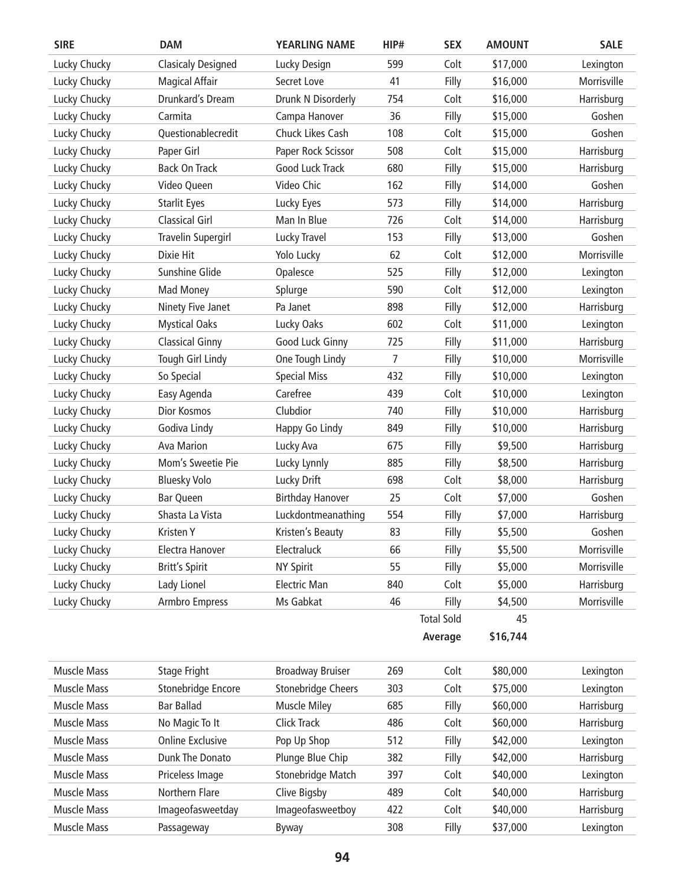| SIRE | DAM | YEARLING NAME | HIP# | SEX | AMOUNT | SALE |
|---|---|---|---|---|---|---|
| Lucky Chucky | Clasicaly Designed | Lucky Design | 599 | Colt | $17,000 | Lexington |
| Lucky Chucky | Magical Affair | Secret Love | 41 | Filly | $16,000 | Morrisville |
| Lucky Chucky | Drunkard's Dream | Drunk N Disorderly | 754 | Colt | $16,000 | Harrisburg |
| Lucky Chucky | Carmita | Campa Hanover | 36 | Filly | $15,000 | Goshen |
| Lucky Chucky | Questionablecredit | Chuck Likes Cash | 108 | Colt | $15,000 | Goshen |
| Lucky Chucky | Paper Girl | Paper Rock Scissor | 508 | Colt | $15,000 | Harrisburg |
| Lucky Chucky | Back On Track | Good Luck Track | 680 | Filly | $15,000 | Harrisburg |
| Lucky Chucky | Video Queen | Video Chic | 162 | Filly | $14,000 | Goshen |
| Lucky Chucky | Starlit Eyes | Lucky Eyes | 573 | Filly | $14,000 | Harrisburg |
| Lucky Chucky | Classical Girl | Man In Blue | 726 | Colt | $14,000 | Harrisburg |
| Lucky Chucky | Travelin Supergirl | Lucky Travel | 153 | Filly | $13,000 | Goshen |
| Lucky Chucky | Dixie Hit | Yolo Lucky | 62 | Colt | $12,000 | Morrisville |
| Lucky Chucky | Sunshine Glide | Opalesce | 525 | Filly | $12,000 | Lexington |
| Lucky Chucky | Mad Money | Splurge | 590 | Colt | $12,000 | Lexington |
| Lucky Chucky | Ninety Five Janet | Pa Janet | 898 | Filly | $12,000 | Harrisburg |
| Lucky Chucky | Mystical Oaks | Lucky Oaks | 602 | Colt | $11,000 | Lexington |
| Lucky Chucky | Classical Ginny | Good Luck Ginny | 725 | Filly | $11,000 | Harrisburg |
| Lucky Chucky | Tough Girl Lindy | One Tough Lindy | 7 | Filly | $10,000 | Morrisville |
| Lucky Chucky | So Special | Special Miss | 432 | Filly | $10,000 | Lexington |
| Lucky Chucky | Easy Agenda | Carefree | 439 | Colt | $10,000 | Lexington |
| Lucky Chucky | Dior Kosmos | Clubdior | 740 | Filly | $10,000 | Harrisburg |
| Lucky Chucky | Godiva Lindy | Happy Go Lindy | 849 | Filly | $10,000 | Harrisburg |
| Lucky Chucky | Ava Marion | Lucky Ava | 675 | Filly | $9,500 | Harrisburg |
| Lucky Chucky | Mom's Sweetie Pie | Lucky Lynnly | 885 | Filly | $8,500 | Harrisburg |
| Lucky Chucky | Bluesky Volo | Lucky Drift | 698 | Colt | $8,000 | Harrisburg |
| Lucky Chucky | Bar Queen | Birthday Hanover | 25 | Colt | $7,000 | Goshen |
| Lucky Chucky | Shasta La Vista | Luckdontmeanathing | 554 | Filly | $7,000 | Harrisburg |
| Lucky Chucky | Kristen Y | Kristen's Beauty | 83 | Filly | $5,500 | Goshen |
| Lucky Chucky | Electra Hanover | Electraluck | 66 | Filly | $5,500 | Morrisville |
| Lucky Chucky | Britt's Spirit | NY Spirit | 55 | Filly | $5,000 | Morrisville |
| Lucky Chucky | Lady Lionel | Electric Man | 840 | Colt | $5,000 | Harrisburg |
| Lucky Chucky | Armbro Empress | Ms Gabkat | 46 | Filly | $4,500 | Morrisville |
| | | | | Total Sold | 45 | |
| | | | | **Average** | **$16,744** | |

| SIRE | DAM | YEARLING NAME | HIP# | SEX | AMOUNT | SALE |
|---|---|---|---|---|---|---|
| Muscle Mass | Stage Fright | Broadway Bruiser | 269 | Colt | $80,000 | Lexington |
| Muscle Mass | Stonebridge Encore | Stonebridge Cheers | 303 | Colt | $75,000 | Lexington |
| Muscle Mass | Bar Ballad | Muscle Miley | 685 | Filly | $60,000 | Harrisburg |
| Muscle Mass | No Magic To It | Click Track | 486 | Colt | $60,000 | Harrisburg |
| Muscle Mass | Online Exclusive | Pop Up Shop | 512 | Filly | $42,000 | Lexington |
| Muscle Mass | Dunk The Donato | Plunge Blue Chip | 382 | Filly | $42,000 | Harrisburg |
| Muscle Mass | Priceless Image | Stonebridge Match | 397 | Colt | $40,000 | Lexington |
| Muscle Mass | Northern Flare | Clive Bigsby | 489 | Colt | $40,000 | Harrisburg |
| Muscle Mass | Imageofasweetday | Imageofasweetboy | 422 | Colt | $40,000 | Harrisburg |
| Muscle Mass | Passageway | Byway | 308 | Filly | $37,000 | Lexington |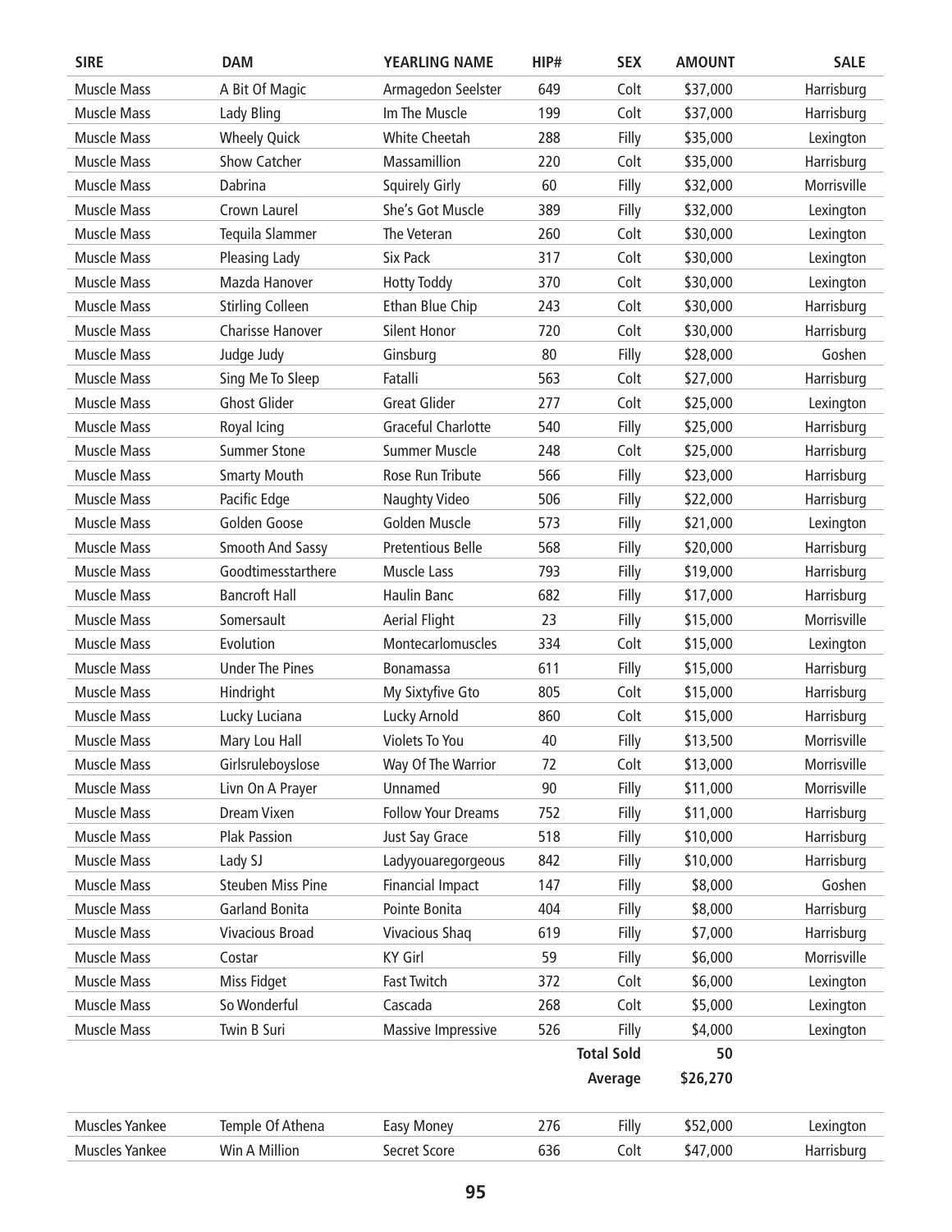| SIRE | DAM | YEARLING NAME | HIP# | SEX | AMOUNT | SALE |
|---|---|---|---|---|---|---|
| Muscle Mass | A Bit Of Magic | Armagedon Seelster | 649 | Colt | $37,000 | Harrisburg |
| Muscle Mass | Lady Bling | Im The Muscle | 199 | Colt | $37,000 | Harrisburg |
| Muscle Mass | Wheely Quick | White Cheetah | 288 | Filly | $35,000 | Lexington |
| Muscle Mass | Show Catcher | Massamillion | 220 | Colt | $35,000 | Harrisburg |
| Muscle Mass | Dabrina | Squirely Girly | 60 | Filly | $32,000 | Morrisville |
| Muscle Mass | Crown Laurel | She's Got Muscle | 389 | Filly | $32,000 | Lexington |
| Muscle Mass | Tequila Slammer | The Veteran | 260 | Colt | $30,000 | Lexington |
| Muscle Mass | Pleasing Lady | Six Pack | 317 | Colt | $30,000 | Lexington |
| Muscle Mass | Mazda Hanover | Hotty Toddy | 370 | Colt | $30,000 | Lexington |
| Muscle Mass | Stirling Colleen | Ethan Blue Chip | 243 | Colt | $30,000 | Harrisburg |
| Muscle Mass | Charisse Hanover | Silent Honor | 720 | Colt | $30,000 | Harrisburg |
| Muscle Mass | Judge Judy | Ginsburg | 80 | Filly | $28,000 | Goshen |
| Muscle Mass | Sing Me To Sleep | Fatalli | 563 | Colt | $27,000 | Harrisburg |
| Muscle Mass | Ghost Glider | Great Glider | 277 | Colt | $25,000 | Lexington |
| Muscle Mass | Royal Icing | Graceful Charlotte | 540 | Filly | $25,000 | Harrisburg |
| Muscle Mass | Summer Stone | Summer Muscle | 248 | Colt | $25,000 | Harrisburg |
| Muscle Mass | Smarty Mouth | Rose Run Tribute | 566 | Filly | $23,000 | Harrisburg |
| Muscle Mass | Pacific Edge | Naughty Video | 506 | Filly | $22,000 | Harrisburg |
| Muscle Mass | Golden Goose | Golden Muscle | 573 | Filly | $21,000 | Lexington |
| Muscle Mass | Smooth And Sassy | Pretentious Belle | 568 | Filly | $20,000 | Harrisburg |
| Muscle Mass | Goodtimesstarthere | Muscle Lass | 793 | Filly | $19,000 | Harrisburg |
| Muscle Mass | Bancroft Hall | Haulin Banc | 682 | Filly | $17,000 | Harrisburg |
| Muscle Mass | Somersault | Aerial Flight | 23 | Filly | $15,000 | Morrisville |
| Muscle Mass | Evolution | Montecarlomuscles | 334 | Colt | $15,000 | Lexington |
| Muscle Mass | Under The Pines | Bonamassa | 611 | Filly | $15,000 | Harrisburg |
| Muscle Mass | Hindright | My Sixtyfive Gto | 805 | Colt | $15,000 | Harrisburg |
| Muscle Mass | Lucky Luciana | Lucky Arnold | 860 | Colt | $15,000 | Harrisburg |
| Muscle Mass | Mary Lou Hall | Violets To You | 40 | Filly | $13,500 | Morrisville |
| Muscle Mass | Girlsruleboyslose | Way Of The Warrior | 72 | Colt | $13,000 | Morrisville |
| Muscle Mass | Livn On A Prayer | Unnamed | 90 | Filly | $11,000 | Morrisville |
| Muscle Mass | Dream Vixen | Follow Your Dreams | 752 | Filly | $11,000 | Harrisburg |
| Muscle Mass | Plak Passion | Just Say Grace | 518 | Filly | $10,000 | Harrisburg |
| Muscle Mass | Lady SJ | Ladyyouaregorgeous | 842 | Filly | $10,000 | Harrisburg |
| Muscle Mass | Steuben Miss Pine | Financial Impact | 147 | Filly | $8,000 | Goshen |
| Muscle Mass | Garland Bonita | Pointe Bonita | 404 | Filly | $8,000 | Harrisburg |
| Muscle Mass | Vivacious Broad | Vivacious Shaq | 619 | Filly | $7,000 | Harrisburg |
| Muscle Mass | Costar | KY Girl | 59 | Filly | $6,000 | Morrisville |
| Muscle Mass | Miss Fidget | Fast Twitch | 372 | Colt | $6,000 | Lexington |
| Muscle Mass | So Wonderful | Cascada | 268 | Colt | $5,000 | Lexington |
| Muscle Mass | Twin B Suri | Massive Impressive | 526 | Filly | $4,000 | Lexington |
| | | | | **Total Sold** | **50** | |
| | | | | **Average** | **$26,270** | |

| SIRE | DAM | YEARLING NAME | HIP# | SEX | AMOUNT | SALE |
|---|---|---|---|---|---|---|
| Muscles Yankee | Temple Of Athena | Easy Money | 276 | Filly | $52,000 | Lexington |
| Muscles Yankee | Win A Million | Secret Score | 636 | Colt | $47,000 | Harrisburg |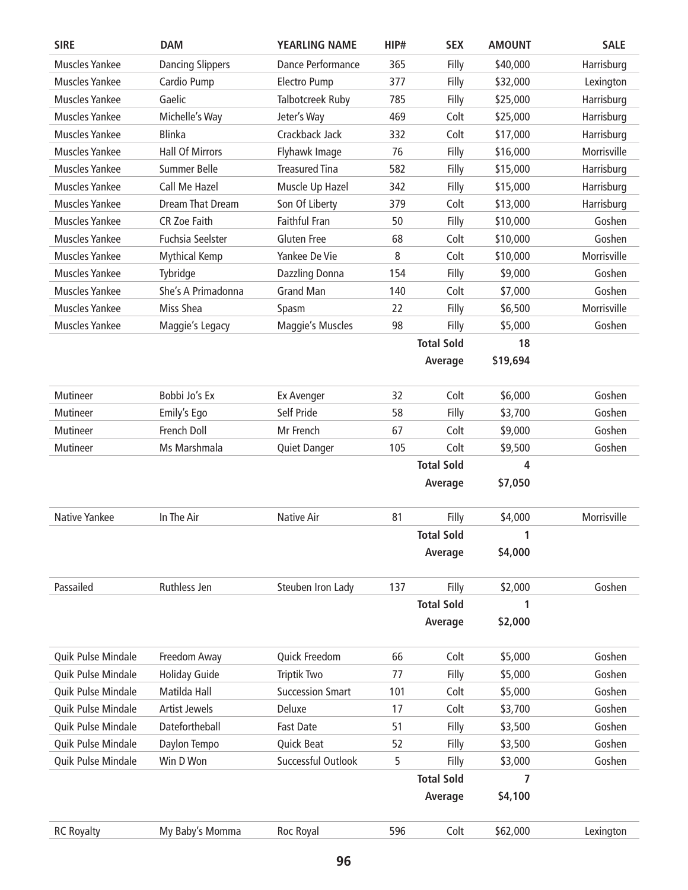| SIRE | DAM | YEARLING NAME | HIP# | SEX | AMOUNT | SALE |
|---|---|---|---|---|---|---|
| Muscles Yankee | Dancing Slippers | Dance Performance | 365 | Filly | $40,000 | Harrisburg |
| Muscles Yankee | Cardio Pump | Electro Pump | 377 | Filly | $32,000 | Lexington |
| Muscles Yankee | Gaelic | Talbotcreek Ruby | 785 | Filly | $25,000 | Harrisburg |
| Muscles Yankee | Michelle's Way | Jeter's Way | 469 | Colt | $25,000 | Harrisburg |
| Muscles Yankee | Blinka | Crackback Jack | 332 | Colt | $17,000 | Harrisburg |
| Muscles Yankee | Hall Of Mirrors | Flyhawk Image | 76 | Filly | $16,000 | Morrisville |
| Muscles Yankee | Summer Belle | Treasured Tina | 582 | Filly | $15,000 | Harrisburg |
| Muscles Yankee | Call Me Hazel | Muscle Up Hazel | 342 | Filly | $15,000 | Harrisburg |
| Muscles Yankee | Dream That Dream | Son Of Liberty | 379 | Colt | $13,000 | Harrisburg |
| Muscles Yankee | CR Zoe Faith | Faithful Fran | 50 | Filly | $10,000 | Goshen |
| Muscles Yankee | Fuchsia Seelster | Gluten Free | 68 | Colt | $10,000 | Goshen |
| Muscles Yankee | Mythical Kemp | Yankee De Vie | 8 | Colt | $10,000 | Morrisville |
| Muscles Yankee | Tybridge | Dazzling Donna | 154 | Filly | $9,000 | Goshen |
| Muscles Yankee | She's A Primadonna | Grand Man | 140 | Colt | $7,000 | Goshen |
| Muscles Yankee | Miss Shea | Spasm | 22 | Filly | $6,500 | Morrisville |
| Muscles Yankee | Maggie's Legacy | Maggie's Muscles | 98 | Filly | $5,000 | Goshen |
| | | | | **Total Sold** | **18** | |
| | | | | **Average** | **$19,694** | |

| SIRE | DAM | YEARLING NAME | HIP# | SEX | AMOUNT | SALE |
|---|---|---|---|---|---|---|
| Mutineer | Bobbi Jo's Ex | Ex Avenger | 32 | Colt | $6,000 | Goshen |
| Mutineer | Emily's Ego | Self Pride | 58 | Filly | $3,700 | Goshen |
| Mutineer | French Doll | Mr French | 67 | Colt | $9,000 | Goshen |
| Mutineer | Ms Marshmala | Quiet Danger | 105 | Colt | $9,500 | Goshen |
| | | | | **Total Sold** | **4** | |
| | | | | **Average** | **$7,050** | |

| SIRE | DAM | YEARLING NAME | HIP# | SEX | AMOUNT | SALE |
|---|---|---|---|---|---|---|
| Native Yankee | In The Air | Native Air | 81 | Filly | $4,000 | Morrisville |
| | | | | **Total Sold** | **1** | |
| | | | | **Average** | **$4,000** | |

| SIRE | DAM | YEARLING NAME | HIP# | SEX | AMOUNT | SALE |
|---|---|---|---|---|---|---|
| Passailed | Ruthless Jen | Steuben Iron Lady | 137 | Filly | $2,000 | Goshen |
| | | | | **Total Sold** | **1** | |
| | | | | **Average** | **$2,000** | |

| SIRE | DAM | YEARLING NAME | HIP# | SEX | AMOUNT | SALE |
|---|---|---|---|---|---|---|
| Quik Pulse Mindale | Freedom Away | Quick Freedom | 66 | Colt | $5,000 | Goshen |
| Quik Pulse Mindale | Holiday Guide | Triptik Two | 77 | Filly | $5,000 | Goshen |
| Quik Pulse Mindale | Matilda Hall | Succession Smart | 101 | Colt | $5,000 | Goshen |
| Quik Pulse Mindale | Artist Jewels | Deluxe | 17 | Colt | $3,700 | Goshen |
| Quik Pulse Mindale | Datefortheball | Fast Date | 51 | Filly | $3,500 | Goshen |
| Quik Pulse Mindale | Daylon Tempo | Quick Beat | 52 | Filly | $3,500 | Goshen |
| Quik Pulse Mindale | Win D Won | Successful Outlook | 5 | Filly | $3,000 | Goshen |
| | | | | **Total Sold** | **7** | |
| | | | | **Average** | **$4,100** | |

| SIRE | DAM | YEARLING NAME | HIP# | SEX | AMOUNT | SALE |
|---|---|---|---|---|---|---|
| RC Royalty | My Baby's Momma | Roc Royal | 596 | Colt | $62,000 | Lexington |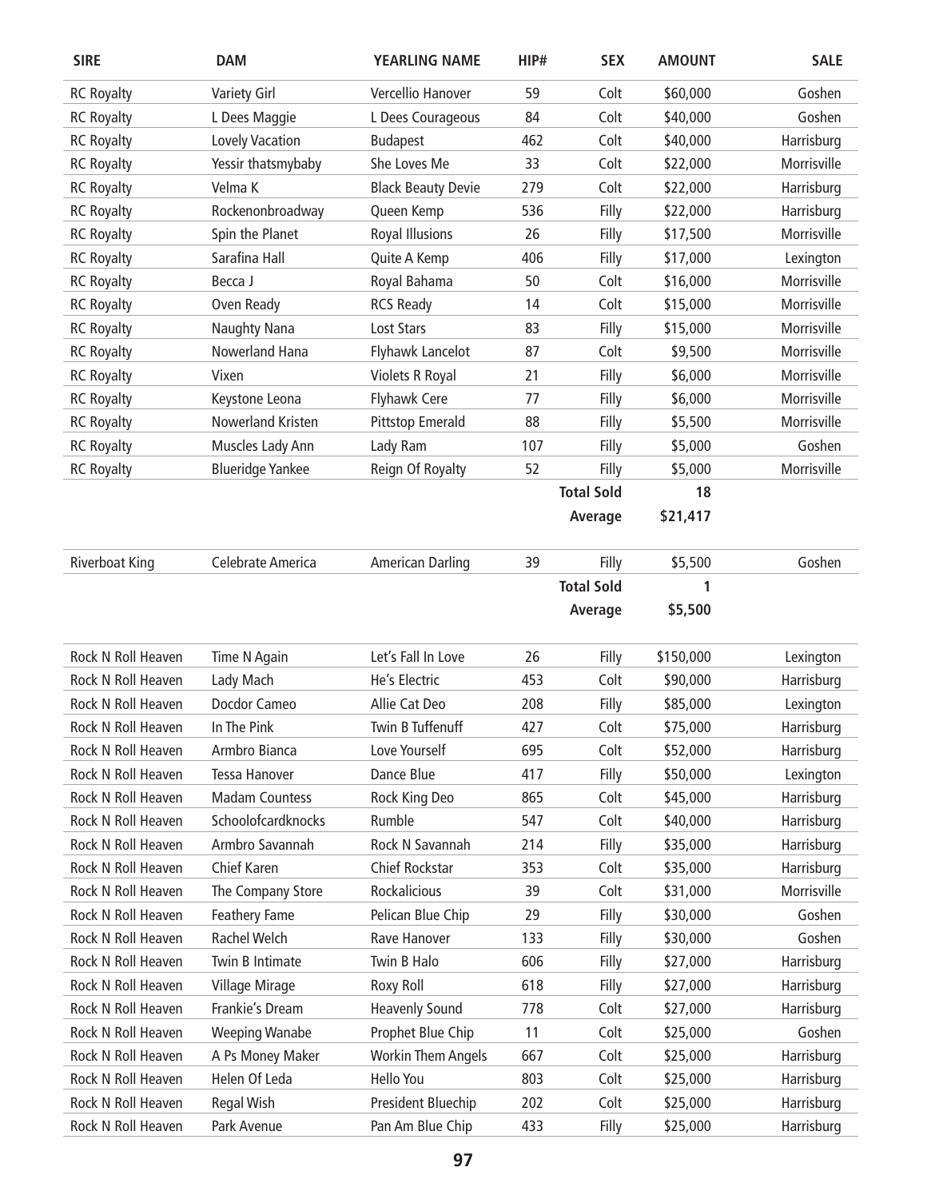| SIRE | DAM | YEARLING NAME | HIP# | SEX | AMOUNT | SALE |
|---|---|---|---|---|---|---|
| RC Royalty | Variety Girl | Vercellio Hanover | 59 | Colt | $60,000 | Goshen |
| RC Royalty | L Dees Maggie | L Dees Courageous | 84 | Colt | $40,000 | Goshen |
| RC Royalty | Lovely Vacation | Budapest | 462 | Colt | $40,000 | Harrisburg |
| RC Royalty | Yessir thatsmybaby | She Loves Me | 33 | Colt | $22,000 | Morrisville |
| RC Royalty | Velma K | Black Beauty Devie | 279 | Colt | $22,000 | Harrisburg |
| RC Royalty | Rockenonbroadway | Queen Kemp | 536 | Filly | $22,000 | Harrisburg |
| RC Royalty | Spin the Planet | Royal Illusions | 26 | Filly | $17,500 | Morrisville |
| RC Royalty | Sarafina Hall | Quite A Kemp | 406 | Filly | $17,000 | Lexington |
| RC Royalty | Becca J | Royal Bahama | 50 | Colt | $16,000 | Morrisville |
| RC Royalty | Oven Ready | RCS Ready | 14 | Colt | $15,000 | Morrisville |
| RC Royalty | Naughty Nana | Lost Stars | 83 | Filly | $15,000 | Morrisville |
| RC Royalty | Nowerland Hana | Flyhawk Lancelot | 87 | Colt | $9,500 | Morrisville |
| RC Royalty | Vixen | Violets R Royal | 21 | Filly | $6,000 | Morrisville |
| RC Royalty | Keystone Leona | Flyhawk Cere | 77 | Filly | $6,000 | Morrisville |
| RC Royalty | Nowerland Kristen | Pittstop Emerald | 88 | Filly | $5,500 | Morrisville |
| RC Royalty | Muscles Lady Ann | Lady Ram | 107 | Filly | $5,000 | Goshen |
| RC Royalty | Blueridge Yankee | Reign Of Royalty | 52 | Filly | $5,000 | Morrisville |
| | | | | **Total Sold** | **18** | |
| | | | | **Average** | **$21,417** | |
| Riverboat King | Celebrate America | American Darling | 39 | Filly | $5,500 | Goshen |
| | | | | **Total Sold** | **1** | |
| | | | | **Average** | **$5,500** | |
| Rock N Roll Heaven | Time N Again | Let's Fall In Love | 26 | Filly | $150,000 | Lexington |
| Rock N Roll Heaven | Lady Mach | He's Electric | 453 | Colt | $90,000 | Harrisburg |
| Rock N Roll Heaven | Docdor Cameo | Allie Cat Deo | 208 | Filly | $85,000 | Lexington |
| Rock N Roll Heaven | In The Pink | Twin B Tuffenuff | 427 | Colt | $75,000 | Harrisburg |
| Rock N Roll Heaven | Armbro Bianca | Love Yourself | 695 | Colt | $52,000 | Harrisburg |
| Rock N Roll Heaven | Tessa Hanover | Dance Blue | 417 | Filly | $50,000 | Lexington |
| Rock N Roll Heaven | Madam Countess | Rock King Deo | 865 | Colt | $45,000 | Harrisburg |
| Rock N Roll Heaven | Schoolofcardknocks | Rumble | 547 | Colt | $40,000 | Harrisburg |
| Rock N Roll Heaven | Armbro Savannah | Rock N Savannah | 214 | Filly | $35,000 | Harrisburg |
| Rock N Roll Heaven | Chief Karen | Chief Rockstar | 353 | Colt | $35,000 | Harrisburg |
| Rock N Roll Heaven | The Company Store | Rockalicious | 39 | Colt | $31,000 | Morrisville |
| Rock N Roll Heaven | Feathery Fame | Pelican Blue Chip | 29 | Filly | $30,000 | Goshen |
| Rock N Roll Heaven | Rachel Welch | Rave Hanover | 133 | Filly | $30,000 | Goshen |
| Rock N Roll Heaven | Twin B Intimate | Twin B Halo | 606 | Filly | $27,000 | Harrisburg |
| Rock N Roll Heaven | Village Mirage | Roxy Roll | 618 | Filly | $27,000 | Harrisburg |
| Rock N Roll Heaven | Frankie's Dream | Heavenly Sound | 778 | Colt | $27,000 | Harrisburg |
| Rock N Roll Heaven | Weeping Wanabe | Prophet Blue Chip | 11 | Colt | $25,000 | Goshen |
| Rock N Roll Heaven | A Ps Money Maker | Workin Them Angels | 667 | Colt | $25,000 | Harrisburg |
| Rock N Roll Heaven | Helen Of Leda | Hello You | 803 | Colt | $25,000 | Harrisburg |
| Rock N Roll Heaven | Regal Wish | President Bluechip | 202 | Colt | $25,000 | Harrisburg |
| Rock N Roll Heaven | Park Avenue | Pan Am Blue Chip | 433 | Filly | $25,000 | Harrisburg |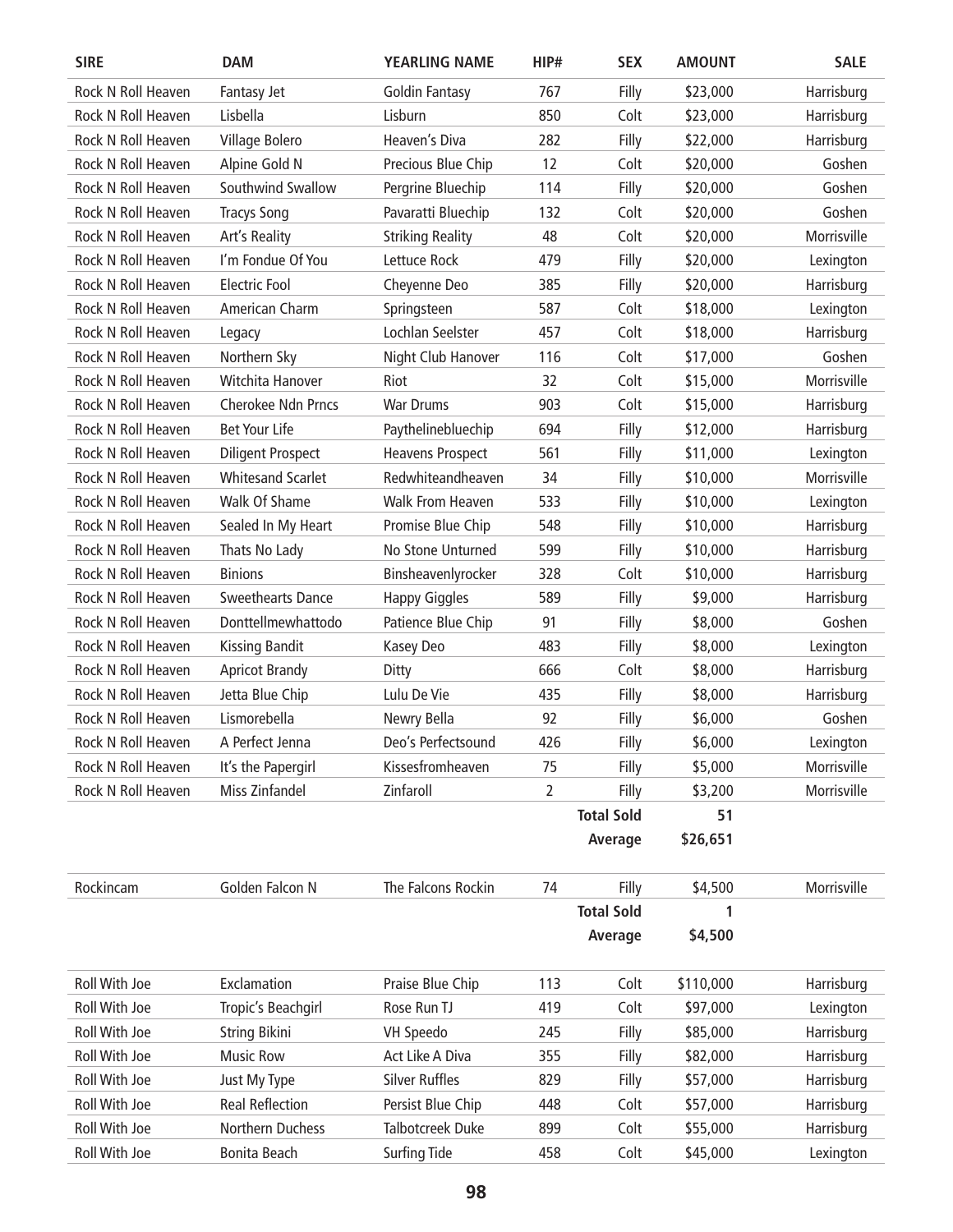| SIRE | DAM | YEARLING NAME | HIP# | SEX | AMOUNT | SALE |
|---|---|---|---|---|---|---|
| Rock N Roll Heaven | Fantasy Jet | Goldin Fantasy | 767 | Filly | $23,000 | Harrisburg |
| Rock N Roll Heaven | Lisbella | Lisburn | 850 | Colt | $23,000 | Harrisburg |
| Rock N Roll Heaven | Village Bolero | Heaven's Diva | 282 | Filly | $22,000 | Harrisburg |
| Rock N Roll Heaven | Alpine Gold N | Precious Blue Chip | 12 | Colt | $20,000 | Goshen |
| Rock N Roll Heaven | Southwind Swallow | Pergrine Bluechip | 114 | Filly | $20,000 | Goshen |
| Rock N Roll Heaven | Tracys Song | Pavaratti Bluechip | 132 | Colt | $20,000 | Goshen |
| Rock N Roll Heaven | Art's Reality | Striking Reality | 48 | Colt | $20,000 | Morrisville |
| Rock N Roll Heaven | I'm Fondue Of You | Lettuce Rock | 479 | Filly | $20,000 | Lexington |
| Rock N Roll Heaven | Electric Fool | Cheyenne Deo | 385 | Filly | $20,000 | Harrisburg |
| Rock N Roll Heaven | American Charm | Springsteen | 587 | Colt | $18,000 | Lexington |
| Rock N Roll Heaven | Legacy | Lochlan Seelster | 457 | Colt | $18,000 | Harrisburg |
| Rock N Roll Heaven | Northern Sky | Night Club Hanover | 116 | Colt | $17,000 | Goshen |
| Rock N Roll Heaven | Witchita Hanover | Riot | 32 | Colt | $15,000 | Morrisville |
| Rock N Roll Heaven | Cherokee Ndn Prncs | War Drums | 903 | Colt | $15,000 | Harrisburg |
| Rock N Roll Heaven | Bet Your Life | Paythelinebluechip | 694 | Filly | $12,000 | Harrisburg |
| Rock N Roll Heaven | Diligent Prospect | Heavens Prospect | 561 | Filly | $11,000 | Lexington |
| Rock N Roll Heaven | Whitesand Scarlet | Redwhiteandheaven | 34 | Filly | $10,000 | Morrisville |
| Rock N Roll Heaven | Walk Of Shame | Walk From Heaven | 533 | Filly | $10,000 | Lexington |
| Rock N Roll Heaven | Sealed In My Heart | Promise Blue Chip | 548 | Filly | $10,000 | Harrisburg |
| Rock N Roll Heaven | Thats No Lady | No Stone Unturned | 599 | Filly | $10,000 | Harrisburg |
| Rock N Roll Heaven | Binions | Binsheavenlyrocker | 328 | Colt | $10,000 | Harrisburg |
| Rock N Roll Heaven | Sweethearts Dance | Happy Giggles | 589 | Filly | $9,000 | Harrisburg |
| Rock N Roll Heaven | Donttellmewhattodo | Patience Blue Chip | 91 | Filly | $8,000 | Goshen |
| Rock N Roll Heaven | Kissing Bandit | Kasey Deo | 483 | Filly | $8,000 | Lexington |
| Rock N Roll Heaven | Apricot Brandy | Ditty | 666 | Colt | $8,000 | Harrisburg |
| Rock N Roll Heaven | Jetta Blue Chip | Lulu De Vie | 435 | Filly | $8,000 | Harrisburg |
| Rock N Roll Heaven | Lismorebella | Newry Bella | 92 | Filly | $6,000 | Goshen |
| Rock N Roll Heaven | A Perfect Jenna | Deo's Perfectsound | 426 | Filly | $6,000 | Lexington |
| Rock N Roll Heaven | It's the Papergirl | Kissesfromheaven | 75 | Filly | $5,000 | Morrisville |
| Rock N Roll Heaven | Miss Zinfandel | Zinfaroll | 2 | Filly | $3,200 | Morrisville |
| | | | | **Total Sold** | **51** | |
| | | | | **Average** | **$26,651** | |
| Rockincam | Golden Falcon N | The Falcons Rockin | 74 | Filly | $4,500 | Morrisville |
| | | | | **Total Sold** | **1** | |
| | | | | **Average** | **$4,500** | |
| Roll With Joe | Exclamation | Praise Blue Chip | 113 | Colt | $110,000 | Harrisburg |
| Roll With Joe | Tropic's Beachgirl | Rose Run TJ | 419 | Colt | $97,000 | Lexington |
| Roll With Joe | String Bikini | VH Speedo | 245 | Filly | $85,000 | Harrisburg |
| Roll With Joe | Music Row | Act Like A Diva | 355 | Filly | $82,000 | Harrisburg |
| Roll With Joe | Just My Type | Silver Ruffles | 829 | Filly | $57,000 | Harrisburg |
| Roll With Joe | Real Reflection | Persist Blue Chip | 448 | Colt | $57,000 | Harrisburg |
| Roll With Joe | Northern Duchess | Talbotcreek Duke | 899 | Colt | $55,000 | Harrisburg |
| Roll With Joe | Bonita Beach | Surfing Tide | 458 | Colt | $45,000 | Lexington |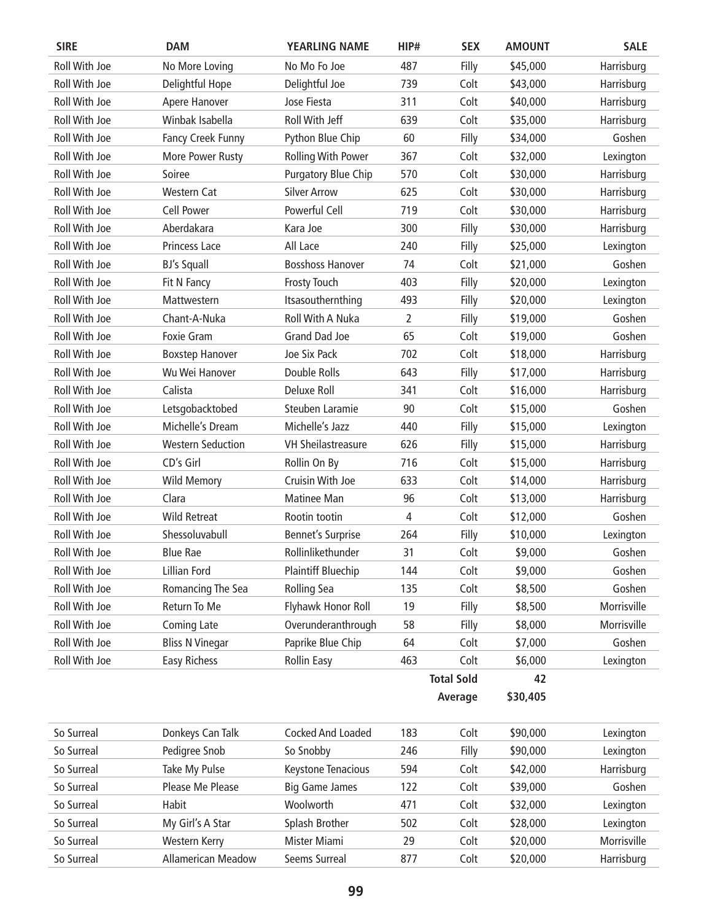| SIRE | DAM | YEARLING NAME | HIP# | SEX | AMOUNT | SALE |
|---|---|---|---|---|---|---|
| Roll With Joe | No More Loving | No Mo Fo Joe | 487 | Filly | $45,000 | Harrisburg |
| Roll With Joe | Delightful Hope | Delightful Joe | 739 | Colt | $43,000 | Harrisburg |
| Roll With Joe | Apere Hanover | Jose Fiesta | 311 | Colt | $40,000 | Harrisburg |
| Roll With Joe | Winbak Isabella | Roll With Jeff | 639 | Colt | $35,000 | Harrisburg |
| Roll With Joe | Fancy Creek Funny | Python Blue Chip | 60 | Filly | $34,000 | Goshen |
| Roll With Joe | More Power Rusty | Rolling With Power | 367 | Colt | $32,000 | Lexington |
| Roll With Joe | Soiree | Purgatory Blue Chip | 570 | Colt | $30,000 | Harrisburg |
| Roll With Joe | Western Cat | Silver Arrow | 625 | Colt | $30,000 | Harrisburg |
| Roll With Joe | Cell Power | Powerful Cell | 719 | Colt | $30,000 | Harrisburg |
| Roll With Joe | Aberdakara | Kara Joe | 300 | Filly | $30,000 | Harrisburg |
| Roll With Joe | Princess Lace | All Lace | 240 | Filly | $25,000 | Lexington |
| Roll With Joe | BJ's Squall | Bosshoss Hanover | 74 | Colt | $21,000 | Goshen |
| Roll With Joe | Fit N Fancy | Frosty Touch | 403 | Filly | $20,000 | Lexington |
| Roll With Joe | Mattwestern | Itsasouthernthing | 493 | Filly | $20,000 | Lexington |
| Roll With Joe | Chant-A-Nuka | Roll With A Nuka | 2 | Filly | $19,000 | Goshen |
| Roll With Joe | Foxie Gram | Grand Dad Joe | 65 | Colt | $19,000 | Goshen |
| Roll With Joe | Boxstep Hanover | Joe Six Pack | 702 | Colt | $18,000 | Harrisburg |
| Roll With Joe | Wu Wei Hanover | Double Rolls | 643 | Filly | $17,000 | Harrisburg |
| Roll With Joe | Calista | Deluxe Roll | 341 | Colt | $16,000 | Harrisburg |
| Roll With Joe | Letsgobacktobed | Steuben Laramie | 90 | Colt | $15,000 | Goshen |
| Roll With Joe | Michelle's Dream | Michelle's Jazz | 440 | Filly | $15,000 | Lexington |
| Roll With Joe | Western Seduction | VH Sheilastreasure | 626 | Filly | $15,000 | Harrisburg |
| Roll With Joe | CD's Girl | Rollin On By | 716 | Colt | $15,000 | Harrisburg |
| Roll With Joe | Wild Memory | Cruisin With Joe | 633 | Colt | $14,000 | Harrisburg |
| Roll With Joe | Clara | Matinee Man | 96 | Colt | $13,000 | Harrisburg |
| Roll With Joe | Wild Retreat | Rootin tootin | 4 | Colt | $12,000 | Goshen |
| Roll With Joe | Shessoluvabull | Bennet's Surprise | 264 | Filly | $10,000 | Lexington |
| Roll With Joe | Blue Rae | Rollinlikethunder | 31 | Colt | $9,000 | Goshen |
| Roll With Joe | Lillian Ford | Plaintiff Bluechip | 144 | Colt | $9,000 | Goshen |
| Roll With Joe | Romancing The Sea | Rolling Sea | 135 | Colt | $8,500 | Goshen |
| Roll With Joe | Return To Me | Flyhawk Honor Roll | 19 | Filly | $8,500 | Morrisville |
| Roll With Joe | Coming Late | Overunderanthrough | 58 | Filly | $8,000 | Morrisville |
| Roll With Joe | Bliss N Vinegar | Paprike Blue Chip | 64 | Colt | $7,000 | Goshen |
| Roll With Joe | Easy Richess | Rollin Easy | 463 | Colt | $6,000 | Lexington |
| | | | | **Total Sold** | **42** | |
| | | | | **Average** | **$30,405** | |

| SIRE | DAM | YEARLING NAME | HIP# | SEX | AMOUNT | SALE |
|---|---|---|---|---|---|---|
| So Surreal | Donkeys Can Talk | Cocked And Loaded | 183 | Colt | $90,000 | Lexington |
| So Surreal | Pedigree Snob | So Snobby | 246 | Filly | $90,000 | Lexington |
| So Surreal | Take My Pulse | Keystone Tenacious | 594 | Colt | $42,000 | Harrisburg |
| So Surreal | Please Me Please | Big Game James | 122 | Colt | $39,000 | Goshen |
| So Surreal | Habit | Woolworth | 471 | Colt | $32,000 | Lexington |
| So Surreal | My Girl's A Star | Splash Brother | 502 | Colt | $28,000 | Lexington |
| So Surreal | Western Kerry | Mister Miami | 29 | Colt | $20,000 | Morrisville |
| So Surreal | Allamerican Meadow | Seems Surreal | 877 | Colt | $20,000 | Harrisburg |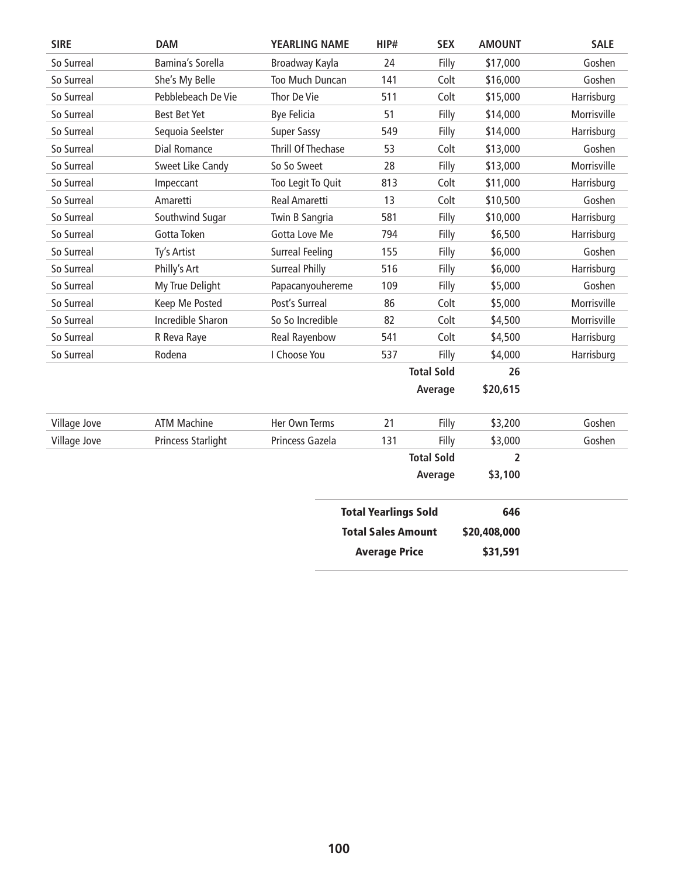| SIRE | DAM | YEARLING NAME | HIP# | SEX | AMOUNT | SALE |
|---|---|---|---|---|---|---|
| So Surreal | Bamina's Sorella | Broadway Kayla | 24 | Filly | $17,000 | Goshen |
| So Surreal | She's My Belle | Too Much Duncan | 141 | Colt | $16,000 | Goshen |
| So Surreal | Pebblebeach De Vie | Thor De Vie | 511 | Colt | $15,000 | Harrisburg |
| So Surreal | Best Bet Yet | Bye Felicia | 51 | Filly | $14,000 | Morrisville |
| So Surreal | Sequoia Seelster | Super Sassy | 549 | Filly | $14,000 | Harrisburg |
| So Surreal | Dial Romance | Thrill Of Thechase | 53 | Colt | $13,000 | Goshen |
| So Surreal | Sweet Like Candy | So So Sweet | 28 | Filly | $13,000 | Morrisville |
| So Surreal | Impeccant | Too Legit To Quit | 813 | Colt | $11,000 | Harrisburg |
| So Surreal | Amaretti | Real Amaretti | 13 | Colt | $10,500 | Goshen |
| So Surreal | Southwind Sugar | Twin B Sangria | 581 | Filly | $10,000 | Harrisburg |
| So Surreal | Gotta Token | Gotta Love Me | 794 | Filly | $6,500 | Harrisburg |
| So Surreal | Ty's Artist | Surreal Feeling | 155 | Filly | $6,000 | Goshen |
| So Surreal | Philly's Art | Surreal Philly | 516 | Filly | $6,000 | Harrisburg |
| So Surreal | My True Delight | Papacanyouhereme | 109 | Filly | $5,000 | Goshen |
| So Surreal | Keep Me Posted | Post's Surreal | 86 | Colt | $5,000 | Morrisville |
| So Surreal | Incredible Sharon | So So Incredible | 82 | Colt | $4,500 | Morrisville |
| So Surreal | R Reva Raye | Real Rayenbow | 541 | Colt | $4,500 | Harrisburg |
| So Surreal | Rodena | I Choose You | 537 | Filly | $4,000 | Harrisburg |
| | | | | **Total Sold** | **26** | |
| | | | | **Average** | **$20,615** | |

| SIRE | DAM | YEARLING NAME | HIP# | SEX | AMOUNT | SALE |
|---|---|---|---|---|---|---|
| Village Jove | ATM Machine | Her Own Terms | 21 | Filly | $3,200 | Goshen |
| Village Jove | Princess Starlight | Princess Gazela | 131 | Filly | $3,000 | Goshen |
| | | | | **Total Sold** | **2** | |
| | | | | **Average** | **$3,100** | |

| | |
|---|---|
| **Total Yearlings Sold** | **646** |
| **Total Sales Amount** | **$20,408,000** |
| **Average Price** | **$31,591** |